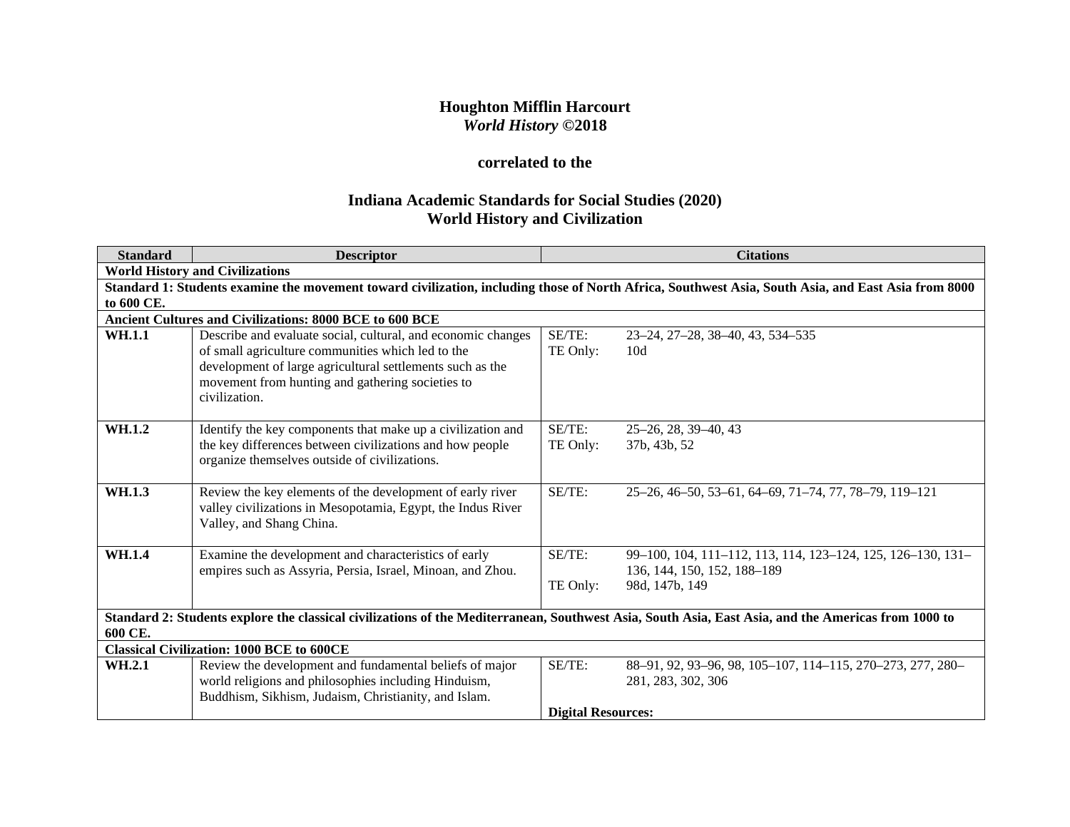**Houghton Mifflin Harcourt**
***World History* ©2018**

**correlated to the**

**Indiana Academic Standards for Social Studies (2020)**
**World History and Civilization**

| Standard | Descriptor | Citations |
|---|---|---|
| **World History and Civilizations** | | |
| **Standard 1: Students examine the movement toward civilization, including those of North Africa, Southwest Asia, South Asia, and East Asia from 8000 to 600 CE.** | | |
| **Ancient Cultures and Civilizations: 8000 BCE to 600 BCE** | | |
| **WH.1.1** | Describe and evaluate social, cultural, and economic changes of small agriculture communities which led to the development of large agricultural settlements such as the movement from hunting and gathering societies to civilization. | SE/TE: 23–24, 27–28, 38–40, 43, 534–535<br>TE Only: 10d |
| **WH.1.2** | Identify the key components that make up a civilization and the key differences between civilizations and how people organize themselves outside of civilizations. | SE/TE: 25–26, 28, 39–40, 43<br>TE Only: 37b, 43b, 52 |
| **WH.1.3** | Review the key elements of the development of early river valley civilizations in Mesopotamia, Egypt, the Indus River Valley, and Shang China. | SE/TE: 25–26, 46–50, 53–61, 64–69, 71–74, 77, 78–79, 119–121 |
| **WH.1.4** | Examine the development and characteristics of early empires such as Assyria, Persia, Israel, Minoan, and Zhou. | SE/TE: 99–100, 104, 111–112, 113, 114, 123–124, 125, 126–130, 131–136, 144, 150, 152, 188–189<br>TE Only: 98d, 147b, 149 |
| **Standard 2: Students explore the classical civilizations of the Mediterranean, Southwest Asia, South Asia, East Asia, and the Americas from 1000 to 600 CE.** | | |
| **Classical Civilization: 1000 BCE to 600CE** | | |
| **WH.2.1** | Review the development and fundamental beliefs of major world religions and philosophies including Hinduism, Buddhism, Sikhism, Judaism, Christianity, and Islam. | SE/TE: 88–91, 92, 93–96, 98, 105–107, 114–115, 270–273, 277, 280–281, 283, 302, 306<br><br>**Digital Resources:** |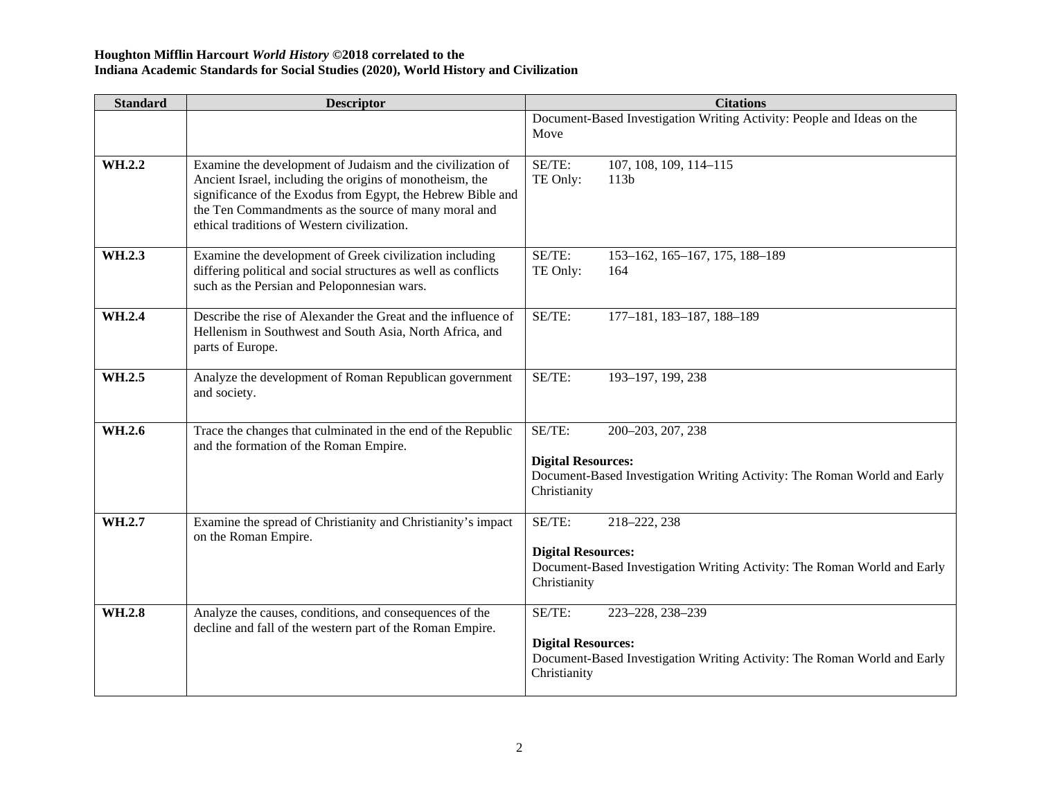**Houghton Mifflin Harcourt *World History* ©2018 correlated to the**
**Indiana Academic Standards for Social Studies (2020), World History and Civilization**

| Standard | Descriptor | Citations |
| --- | --- | --- |
| | | Document-Based Investigation Writing Activity: People and Ideas on the Move |
| **WH.2.2** | Examine the development of Judaism and the civilization of Ancient Israel, including the origins of monotheism, the significance of the Exodus from Egypt, the Hebrew Bible and the Ten Commandments as the source of many moral and ethical traditions of Western civilization. | SE/TE: 107, 108, 109, 114–115<br>TE Only: 113b |
| **WH.2.3** | Examine the development of Greek civilization including differing political and social structures as well as conflicts such as the Persian and Peloponnesian wars. | SE/TE: 153–162, 165–167, 175, 188–189<br>TE Only: 164 |
| **WH.2.4** | Describe the rise of Alexander the Great and the influence of Hellenism in Southwest and South Asia, North Africa, and parts of Europe. | SE/TE: 177–181, 183–187, 188–189 |
| **WH.2.5** | Analyze the development of Roman Republican government and society. | SE/TE: 193–197, 199, 238 |
| **WH.2.6** | Trace the changes that culminated in the end of the Republic and the formation of the Roman Empire. | SE/TE: 200–203, 207, 238<br><br>**Digital Resources:**<br>Document-Based Investigation Writing Activity: The Roman World and Early Christianity |
| **WH.2.7** | Examine the spread of Christianity and Christianity's impact on the Roman Empire. | SE/TE: 218–222, 238<br><br>**Digital Resources:**<br>Document-Based Investigation Writing Activity: The Roman World and Early Christianity |
| **WH.2.8** | Analyze the causes, conditions, and consequences of the decline and fall of the western part of the Roman Empire. | SE/TE: 223–228, 238–239<br><br>**Digital Resources:**<br>Document-Based Investigation Writing Activity: The Roman World and Early Christianity |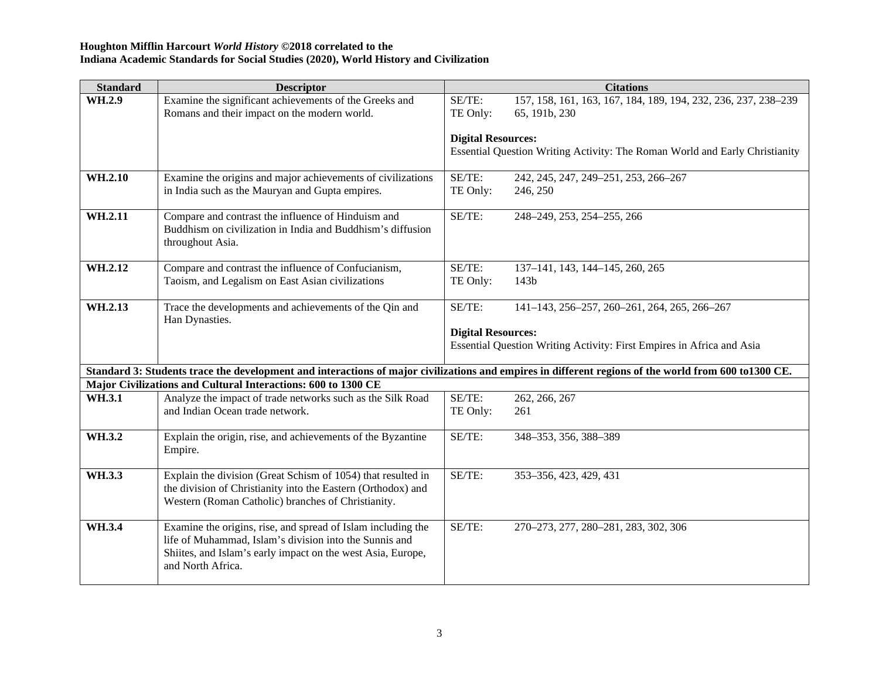**Houghton Mifflin Harcourt *World History* ©2018 correlated to the**
**Indiana Academic Standards for Social Studies (2020), World History and Civilization**

| Standard | Descriptor | Citations |
|---|---|---|
| **WH.2.9** | Examine the significant achievements of the Greeks and Romans and their impact on the modern world. | SE/TE: 157, 158, 161, 163, 167, 184, 189, 194, 232, 236, 237, 238–239<br>TE Only: 65, 191b, 230<br><br>**Digital Resources:**<br>Essential Question Writing Activity: The Roman World and Early Christianity |
| **WH.2.10** | Examine the origins and major achievements of civilizations in India such as the Mauryan and Gupta empires. | SE/TE: 242, 245, 247, 249–251, 253, 266–267<br>TE Only: 246, 250 |
| **WH.2.11** | Compare and contrast the influence of Hinduism and Buddhism on civilization in India and Buddhism's diffusion throughout Asia. | SE/TE: 248–249, 253, 254–255, 266 |
| **WH.2.12** | Compare and contrast the influence of Confucianism, Taoism, and Legalism on East Asian civilizations | SE/TE: 137–141, 143, 144–145, 260, 265<br>TE Only: 143b |
| **WH.2.13** | Trace the developments and achievements of the Qin and Han Dynasties. | SE/TE: 141–143, 256–257, 260–261, 264, 265, 266–267<br><br>**Digital Resources:**<br>Essential Question Writing Activity: First Empires in Africa and Asia |
| **Standard 3: Students trace the development and interactions of major civilizations and empires in different regions of the world from 600 to1300 CE.** | | |
| **Major Civilizations and Cultural Interactions: 600 to 1300 CE** | | |
| **WH.3.1** | Analyze the impact of trade networks such as the Silk Road and Indian Ocean trade network. | SE/TE: 262, 266, 267<br>TE Only: 261 |
| **WH.3.2** | Explain the origin, rise, and achievements of the Byzantine Empire. | SE/TE: 348–353, 356, 388–389 |
| **WH.3.3** | Explain the division (Great Schism of 1054) that resulted in the division of Christianity into the Eastern (Orthodox) and Western (Roman Catholic) branches of Christianity. | SE/TE: 353–356, 423, 429, 431 |
| **WH.3.4** | Examine the origins, rise, and spread of Islam including the life of Muhammad, Islam's division into the Sunnis and Shiites, and Islam's early impact on the west Asia, Europe, and North Africa. | SE/TE: 270–273, 277, 280–281, 283, 302, 306 |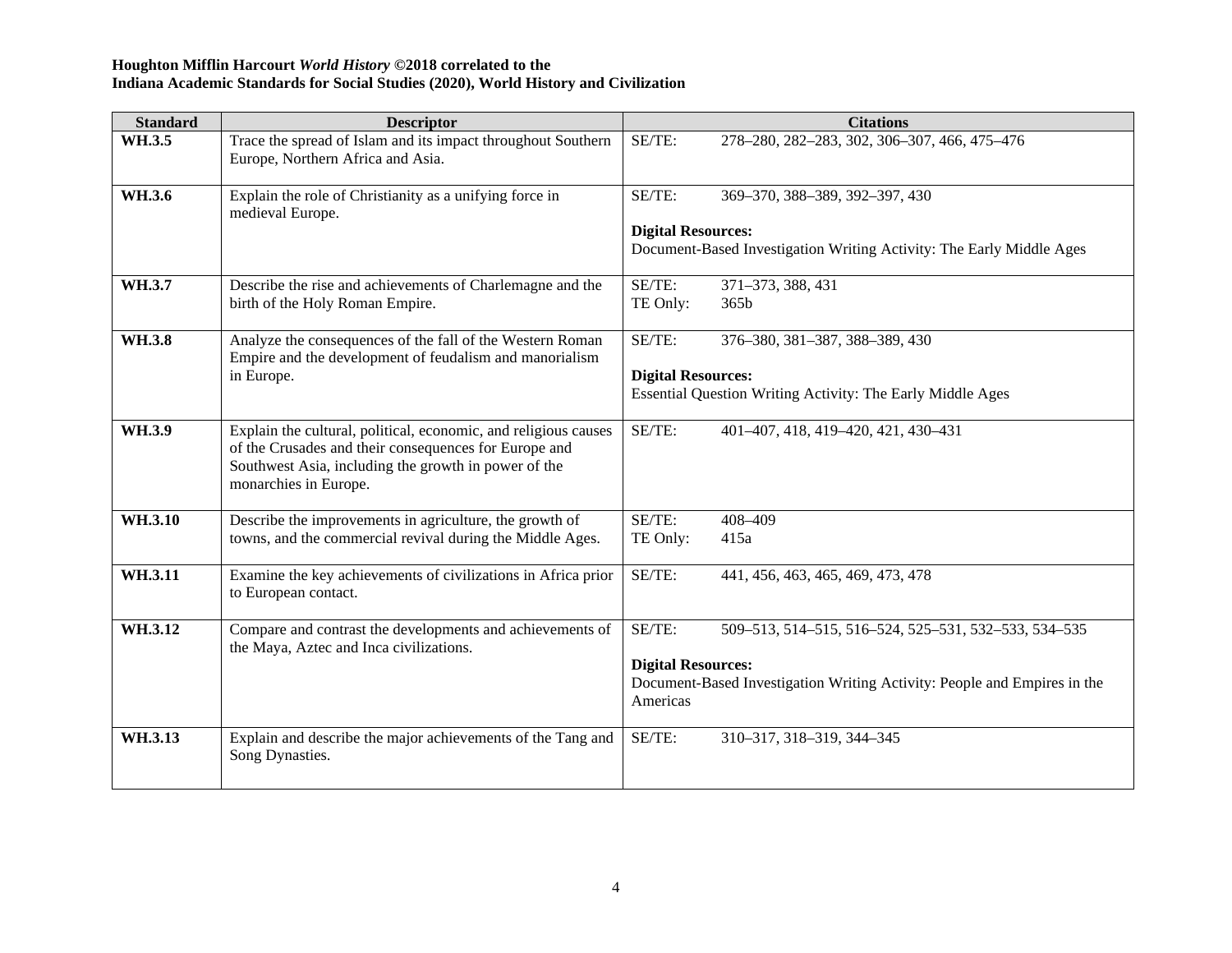**Houghton Mifflin Harcourt *World History* ©2018 correlated to the**
**Indiana Academic Standards for Social Studies (2020), World History and Civilization**

| Standard | Descriptor | Citations |
|---|---|---|
| **WH.3.5** | Trace the spread of Islam and its impact throughout Southern Europe, Northern Africa and Asia. | SE/TE: 278–280, 282–283, 302, 306–307, 466, 475–476 |
| **WH.3.6** | Explain the role of Christianity as a unifying force in medieval Europe. | SE/TE: 369–370, 388–389, 392–397, 430<br><br>**Digital Resources:**<br>Document-Based Investigation Writing Activity: The Early Middle Ages |
| **WH.3.7** | Describe the rise and achievements of Charlemagne and the birth of the Holy Roman Empire. | SE/TE: 371–373, 388, 431<br>TE Only: 365b |
| **WH.3.8** | Analyze the consequences of the fall of the Western Roman Empire and the development of feudalism and manorialism in Europe. | SE/TE: 376–380, 381–387, 388–389, 430<br><br>**Digital Resources:**<br>Essential Question Writing Activity: The Early Middle Ages |
| **WH.3.9** | Explain the cultural, political, economic, and religious causes of the Crusades and their consequences for Europe and Southwest Asia, including the growth in power of the monarchies in Europe. | SE/TE: 401–407, 418, 419–420, 421, 430–431 |
| **WH.3.10** | Describe the improvements in agriculture, the growth of towns, and the commercial revival during the Middle Ages. | SE/TE: 408–409<br>TE Only: 415a |
| **WH.3.11** | Examine the key achievements of civilizations in Africa prior to European contact. | SE/TE: 441, 456, 463, 465, 469, 473, 478 |
| **WH.3.12** | Compare and contrast the developments and achievements of the Maya, Aztec and Inca civilizations. | SE/TE: 509–513, 514–515, 516–524, 525–531, 532–533, 534–535<br><br>**Digital Resources:**<br>Document-Based Investigation Writing Activity: People and Empires in the Americas |
| **WH.3.13** | Explain and describe the major achievements of the Tang and Song Dynasties. | SE/TE: 310–317, 318–319, 344–345 |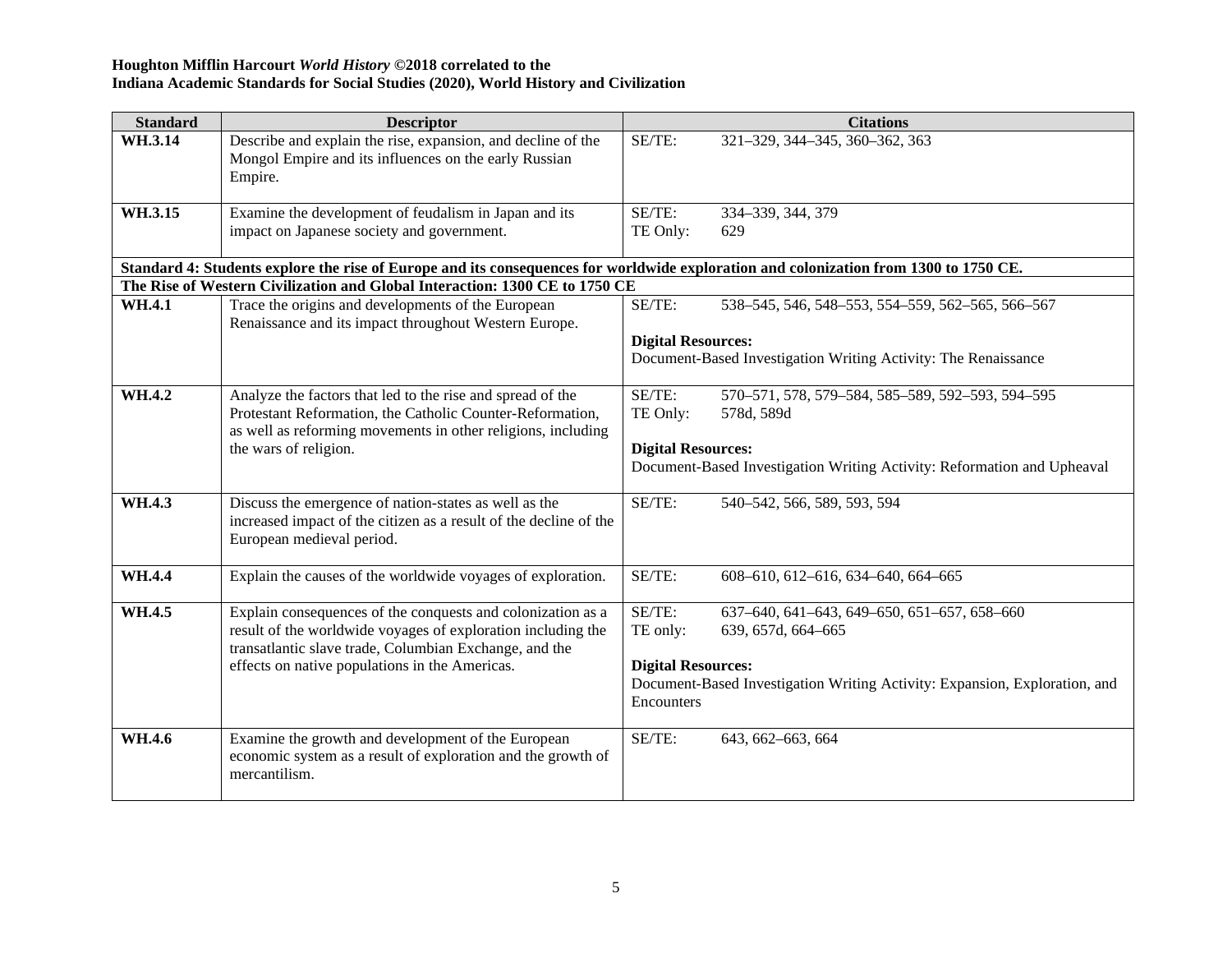**Houghton Mifflin Harcourt *World History* ©2018 correlated to the**
**Indiana Academic Standards for Social Studies (2020), World History and Civilization**

| Standard | Descriptor | Citations |
|---|---|---|
| **WH.3.14** | Describe and explain the rise, expansion, and decline of the Mongol Empire and its influences on the early Russian Empire. | SE/TE: 321–329, 344–345, 360–362, 363 |
| **WH.3.15** | Examine the development of feudalism in Japan and its impact on Japanese society and government. | SE/TE: 334–339, 344, 379<br>TE Only: 629 |
| **Standard 4: Students explore the rise of Europe and its consequences for worldwide exploration and colonization from 1300 to 1750 CE.** | | |
| **The Rise of Western Civilization and Global Interaction: 1300 CE to 1750 CE** | | |
| **WH.4.1** | Trace the origins and developments of the European Renaissance and its impact throughout Western Europe. | SE/TE: 538–545, 546, 548–553, 554–559, 562–565, 566–567<br><br>**Digital Resources:**<br>Document-Based Investigation Writing Activity: The Renaissance |
| **WH.4.2** | Analyze the factors that led to the rise and spread of the Protestant Reformation, the Catholic Counter-Reformation, as well as reforming movements in other religions, including the wars of religion. | SE/TE: 570–571, 578, 579–584, 585–589, 592–593, 594–595<br>TE Only: 578d, 589d<br><br>**Digital Resources:**<br>Document-Based Investigation Writing Activity: Reformation and Upheaval |
| **WH.4.3** | Discuss the emergence of nation-states as well as the increased impact of the citizen as a result of the decline of the European medieval period. | SE/TE: 540–542, 566, 589, 593, 594 |
| **WH.4.4** | Explain the causes of the worldwide voyages of exploration. | SE/TE: 608–610, 612–616, 634–640, 664–665 |
| **WH.4.5** | Explain consequences of the conquests and colonization as a result of the worldwide voyages of exploration including the transatlantic slave trade, Columbian Exchange, and the effects on native populations in the Americas. | SE/TE: 637–640, 641–643, 649–650, 651–657, 658–660<br>TE only: 639, 657d, 664–665<br><br>**Digital Resources:**<br>Document-Based Investigation Writing Activity: Expansion, Exploration, and Encounters |
| **WH.4.6** | Examine the growth and development of the European economic system as a result of exploration and the growth of mercantilism. | SE/TE: 643, 662–663, 664 |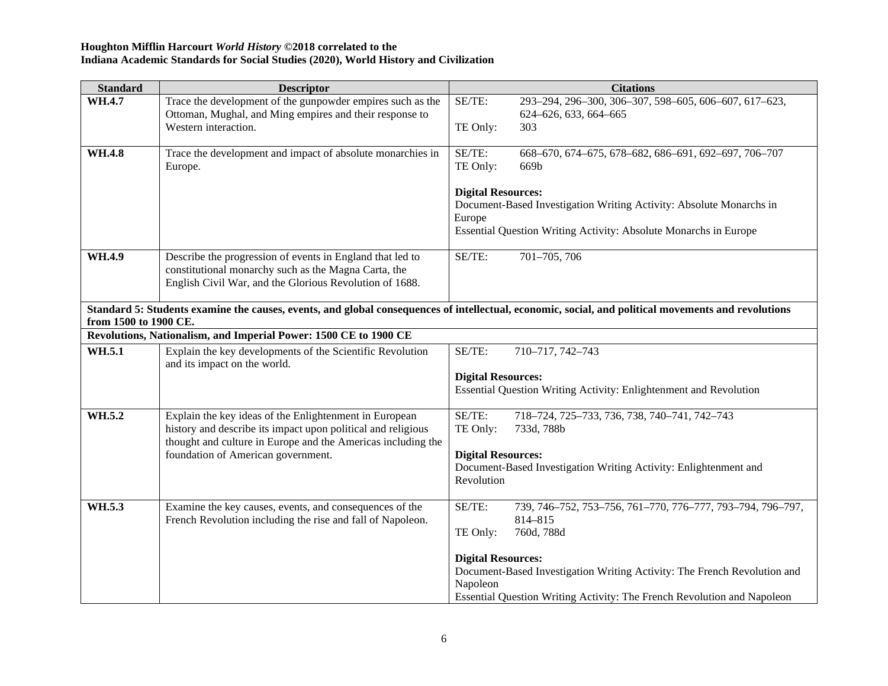**Houghton Mifflin Harcourt *World History* ©2018 correlated to the**
**Indiana Academic Standards for Social Studies (2020), World History and Civilization**

| Standard | Descriptor | Citations |
|---|---|---|
| **WH.4.7** | Trace the development of the gunpowder empires such as the Ottoman, Mughal, and Ming empires and their response to Western interaction. | SE/TE: 293–294, 296–300, 306–307, 598–605, 606–607, 617–623, 624–626, 633, 664–665<br>TE Only: 303 |
| **WH.4.8** | Trace the development and impact of absolute monarchies in Europe. | SE/TE: 668–670, 674–675, 678–682, 686–691, 692–697, 706–707<br>TE Only: 669b<br><br>**Digital Resources:**<br>Document-Based Investigation Writing Activity: Absolute Monarchs in Europe<br>Essential Question Writing Activity: Absolute Monarchs in Europe |
| **WH.4.9** | Describe the progression of events in England that led to constitutional monarchy such as the Magna Carta, the English Civil War, and the Glorious Revolution of 1688. | SE/TE: 701–705, 706 |
| **Standard 5: Students examine the causes, events, and global consequences of intellectual, economic, social, and political movements and revolutions from 1500 to 1900 CE.** | | |
| **Revolutions, Nationalism, and Imperial Power: 1500 CE to 1900 CE** | | |
| **WH.5.1** | Explain the key developments of the Scientific Revolution and its impact on the world. | SE/TE: 710–717, 742–743<br><br>**Digital Resources:**<br>Essential Question Writing Activity: Enlightenment and Revolution |
| **WH.5.2** | Explain the key ideas of the Enlightenment in European history and describe its impact upon political and religious thought and culture in Europe and the Americas including the foundation of American government. | SE/TE: 718–724, 725–733, 736, 738, 740–741, 742–743<br>TE Only: 733d, 788b<br><br>**Digital Resources:**<br>Document-Based Investigation Writing Activity: Enlightenment and Revolution |
| **WH.5.3** | Examine the key causes, events, and consequences of the French Revolution including the rise and fall of Napoleon. | SE/TE: 739, 746–752, 753–756, 761–770, 776–777, 793–794, 796–797, 814–815<br>TE Only: 760d, 788d<br><br>**Digital Resources:**<br>Document-Based Investigation Writing Activity: The French Revolution and Napoleon<br>Essential Question Writing Activity: The French Revolution and Napoleon |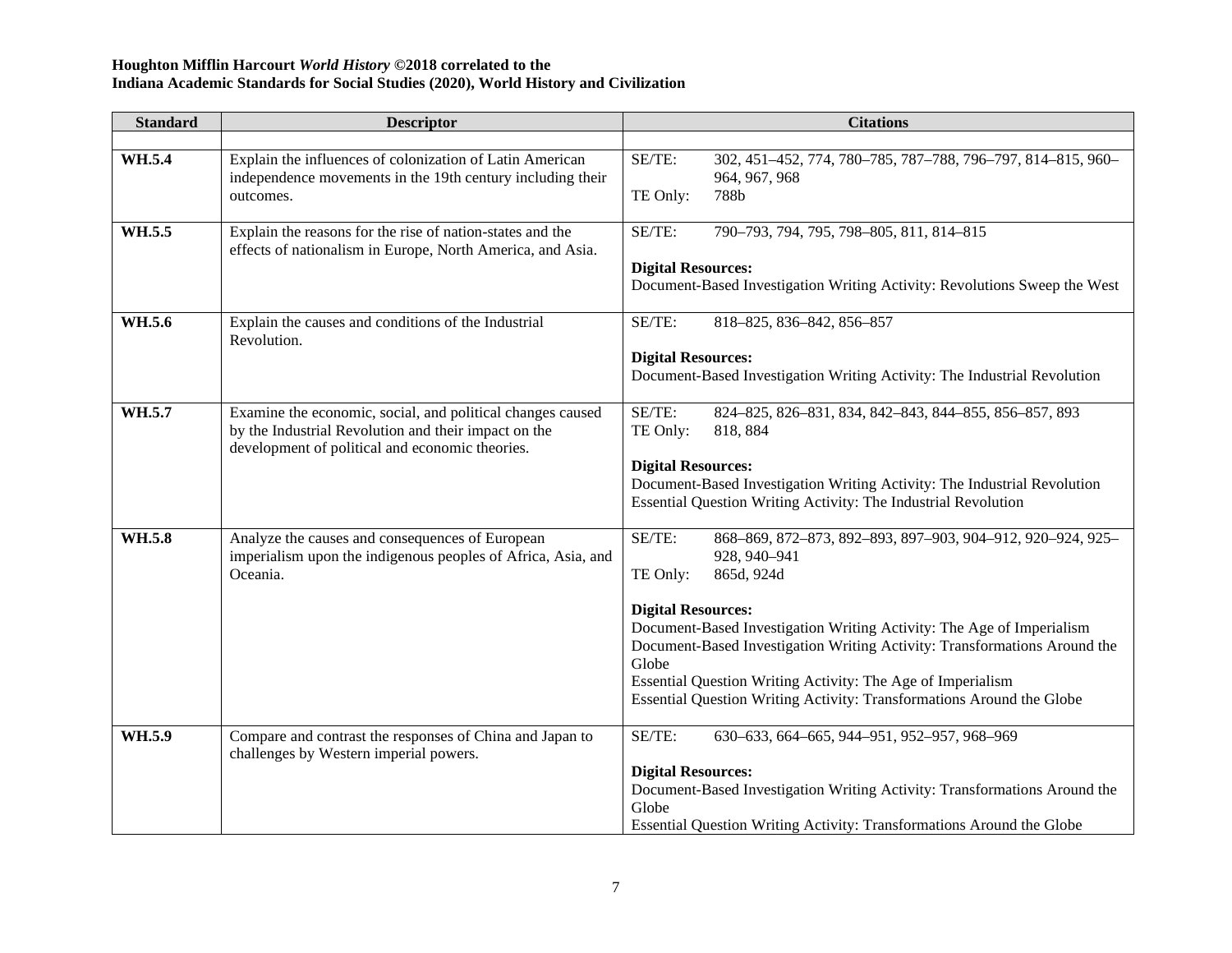**Houghton Mifflin Harcourt *World History* ©2018 correlated to the**
**Indiana Academic Standards for Social Studies (2020), World History and Civilization**

| Standard | Descriptor | Citations |
|---|---|---|
| | | |
| **WH.5.4** | Explain the influences of colonization of Latin American independence movements in the 19th century including their outcomes. | SE/TE: 302, 451–452, 774, 780–785, 787–788, 796–797, 814–815, 960–964, 967, 968<br>TE Only: 788b |
| **WH.5.5** | Explain the reasons for the rise of nation-states and the effects of nationalism in Europe, North America, and Asia. | SE/TE: 790–793, 794, 795, 798–805, 811, 814–815<br><br>**Digital Resources:**<br>Document-Based Investigation Writing Activity: Revolutions Sweep the West |
| **WH.5.6** | Explain the causes and conditions of the Industrial Revolution. | SE/TE: 818–825, 836–842, 856–857<br><br>**Digital Resources:**<br>Document-Based Investigation Writing Activity: The Industrial Revolution |
| **WH.5.7** | Examine the economic, social, and political changes caused by the Industrial Revolution and their impact on the development of political and economic theories. | SE/TE: 824–825, 826–831, 834, 842–843, 844–855, 856–857, 893<br>TE Only: 818, 884<br><br>**Digital Resources:**<br>Document-Based Investigation Writing Activity: The Industrial Revolution<br>Essential Question Writing Activity: The Industrial Revolution |
| **WH.5.8** | Analyze the causes and consequences of European imperialism upon the indigenous peoples of Africa, Asia, and Oceania. | SE/TE: 868–869, 872–873, 892–893, 897–903, 904–912, 920–924, 925–928, 940–941<br>TE Only: 865d, 924d<br><br>**Digital Resources:**<br>Document-Based Investigation Writing Activity: The Age of Imperialism<br>Document-Based Investigation Writing Activity: Transformations Around the Globe<br>Essential Question Writing Activity: The Age of Imperialism<br>Essential Question Writing Activity: Transformations Around the Globe |
| **WH.5.9** | Compare and contrast the responses of China and Japan to challenges by Western imperial powers. | SE/TE: 630–633, 664–665, 944–951, 952–957, 968–969<br><br>**Digital Resources:**<br>Document-Based Investigation Writing Activity: Transformations Around the Globe<br>Essential Question Writing Activity: Transformations Around the Globe |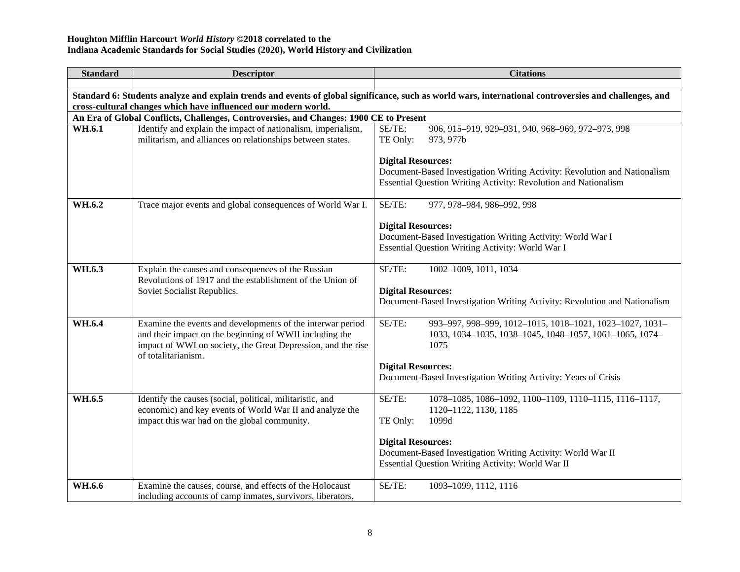**Houghton Mifflin Harcourt *World History* ©2018 correlated to the**
**Indiana Academic Standards for Social Studies (2020), World History and Civilization**

| Standard | Descriptor | Citations |
|---|---|---|
| | | |
| **Standard 6: Students analyze and explain trends and events of global significance, such as world wars, international controversies and challenges, and cross-cultural changes which have influenced our modern world.** | | |
| **An Era of Global Conflicts, Challenges, Controversies, and Changes: 1900 CE to Present** | | |
| **WH.6.1** | Identify and explain the impact of nationalism, imperialism, militarism, and alliances on relationships between states. | SE/TE: 906, 915–919, 929–931, 940, 968–969, 972–973, 998<br>TE Only: 973, 977b<br><br>**Digital Resources:**<br>Document-Based Investigation Writing Activity: Revolution and Nationalism<br>Essential Question Writing Activity: Revolution and Nationalism |
| **WH.6.2** | Trace major events and global consequences of World War I. | SE/TE: 977, 978–984, 986–992, 998<br><br>**Digital Resources:**<br>Document-Based Investigation Writing Activity: World War I<br>Essential Question Writing Activity: World War I |
| **WH.6.3** | Explain the causes and consequences of the Russian Revolutions of 1917 and the establishment of the Union of Soviet Socialist Republics. | SE/TE: 1002–1009, 1011, 1034<br><br>**Digital Resources:**<br>Document-Based Investigation Writing Activity: Revolution and Nationalism |
| **WH.6.4** | Examine the events and developments of the interwar period and their impact on the beginning of WWII including the impact of WWI on society, the Great Depression, and the rise of totalitarianism. | SE/TE: 993–997, 998–999, 1012–1015, 1018–1021, 1023–1027, 1031–1033, 1034–1035, 1038–1045, 1048–1057, 1061–1065, 1074–1075<br><br>**Digital Resources:**<br>Document-Based Investigation Writing Activity: Years of Crisis |
| **WH.6.5** | Identify the causes (social, political, militaristic, and economic) and key events of World War II and analyze the impact this war had on the global community. | SE/TE: 1078–1085, 1086–1092, 1100–1109, 1110–1115, 1116–1117, 1120–1122, 1130, 1185<br>TE Only: 1099d<br><br>**Digital Resources:**<br>Document-Based Investigation Writing Activity: World War II<br>Essential Question Writing Activity: World War II |
| **WH.6.6** | Examine the causes, course, and effects of the Holocaust including accounts of camp inmates, survivors, liberators, | SE/TE: 1093–1099, 1112, 1116 |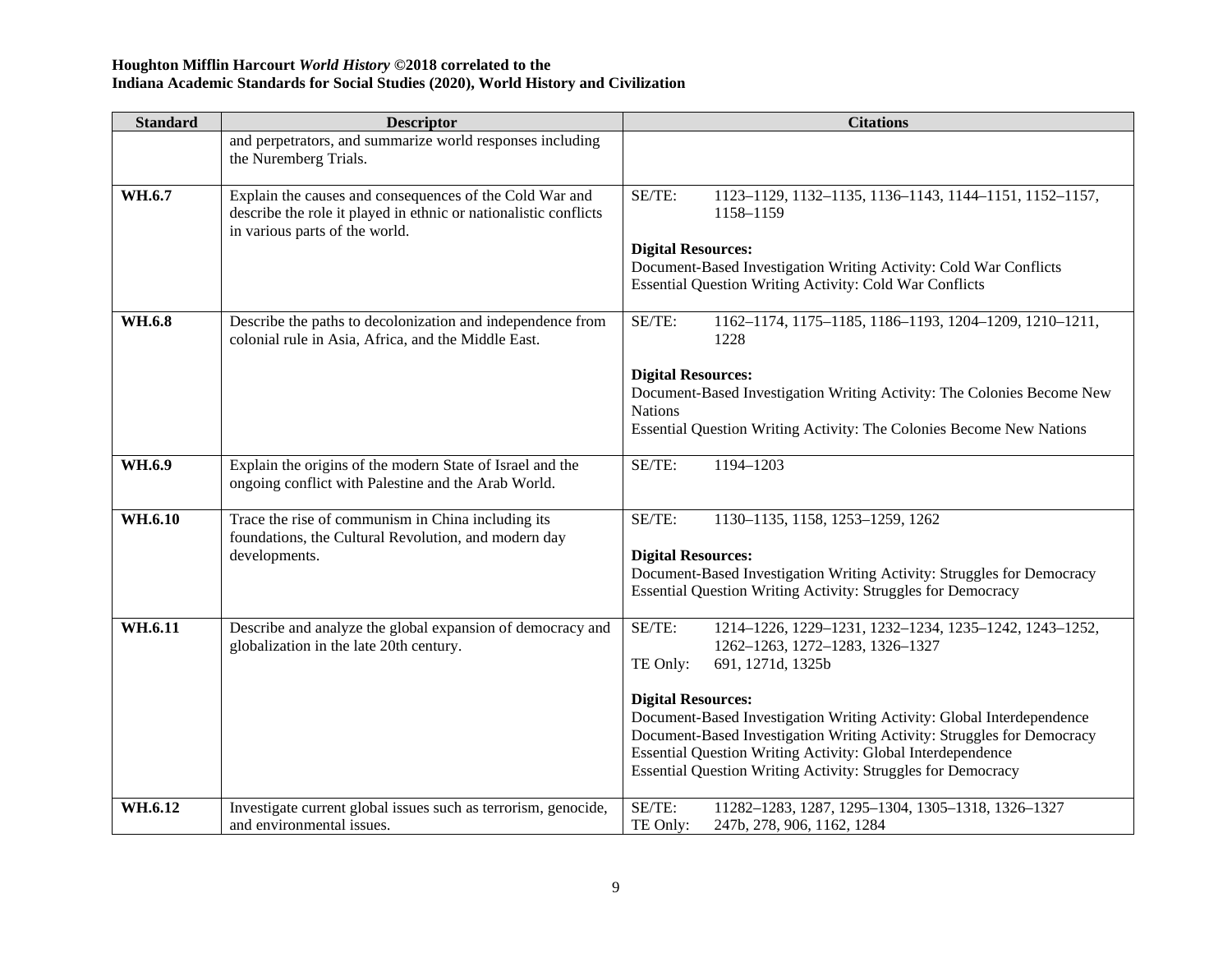**Houghton Mifflin Harcourt *World History* ©2018 correlated to the**
**Indiana Academic Standards for Social Studies (2020), World History and Civilization**

| Standard | Descriptor | Citations |
|---|---|---|
| | and perpetrators, and summarize world responses including the Nuremberg Trials. | |
| **WH.6.7** | Explain the causes and consequences of the Cold War and describe the role it played in ethnic or nationalistic conflicts in various parts of the world. | SE/TE: 1123–1129, 1132–1135, 1136–1143, 1144–1151, 1152–1157, 1158–1159<br><br>**Digital Resources:**<br>Document-Based Investigation Writing Activity: Cold War Conflicts<br>Essential Question Writing Activity: Cold War Conflicts |
| **WH.6.8** | Describe the paths to decolonization and independence from colonial rule in Asia, Africa, and the Middle East. | SE/TE: 1162–1174, 1175–1185, 1186–1193, 1204–1209, 1210–1211, 1228<br><br>**Digital Resources:**<br>Document-Based Investigation Writing Activity: The Colonies Become New Nations<br>Essential Question Writing Activity: The Colonies Become New Nations |
| **WH.6.9** | Explain the origins of the modern State of Israel and the ongoing conflict with Palestine and the Arab World. | SE/TE: 1194–1203 |
| **WH.6.10** | Trace the rise of communism in China including its foundations, the Cultural Revolution, and modern day developments. | SE/TE: 1130–1135, 1158, 1253–1259, 1262<br><br>**Digital Resources:**<br>Document-Based Investigation Writing Activity: Struggles for Democracy<br>Essential Question Writing Activity: Struggles for Democracy |
| **WH.6.11** | Describe and analyze the global expansion of democracy and globalization in the late 20th century. | SE/TE: 1214–1226, 1229–1231, 1232–1234, 1235–1242, 1243–1252, 1262–1263, 1272–1283, 1326–1327<br>TE Only: 691, 1271d, 1325b<br><br>**Digital Resources:**<br>Document-Based Investigation Writing Activity: Global Interdependence<br>Document-Based Investigation Writing Activity: Struggles for Democracy<br>Essential Question Writing Activity: Global Interdependence<br>Essential Question Writing Activity: Struggles for Democracy |
| **WH.6.12** | Investigate current global issues such as terrorism, genocide, and environmental issues. | SE/TE: 11282–1283, 1287, 1295–1304, 1305–1318, 1326–1327<br>TE Only: 247b, 278, 906, 1162, 1284 |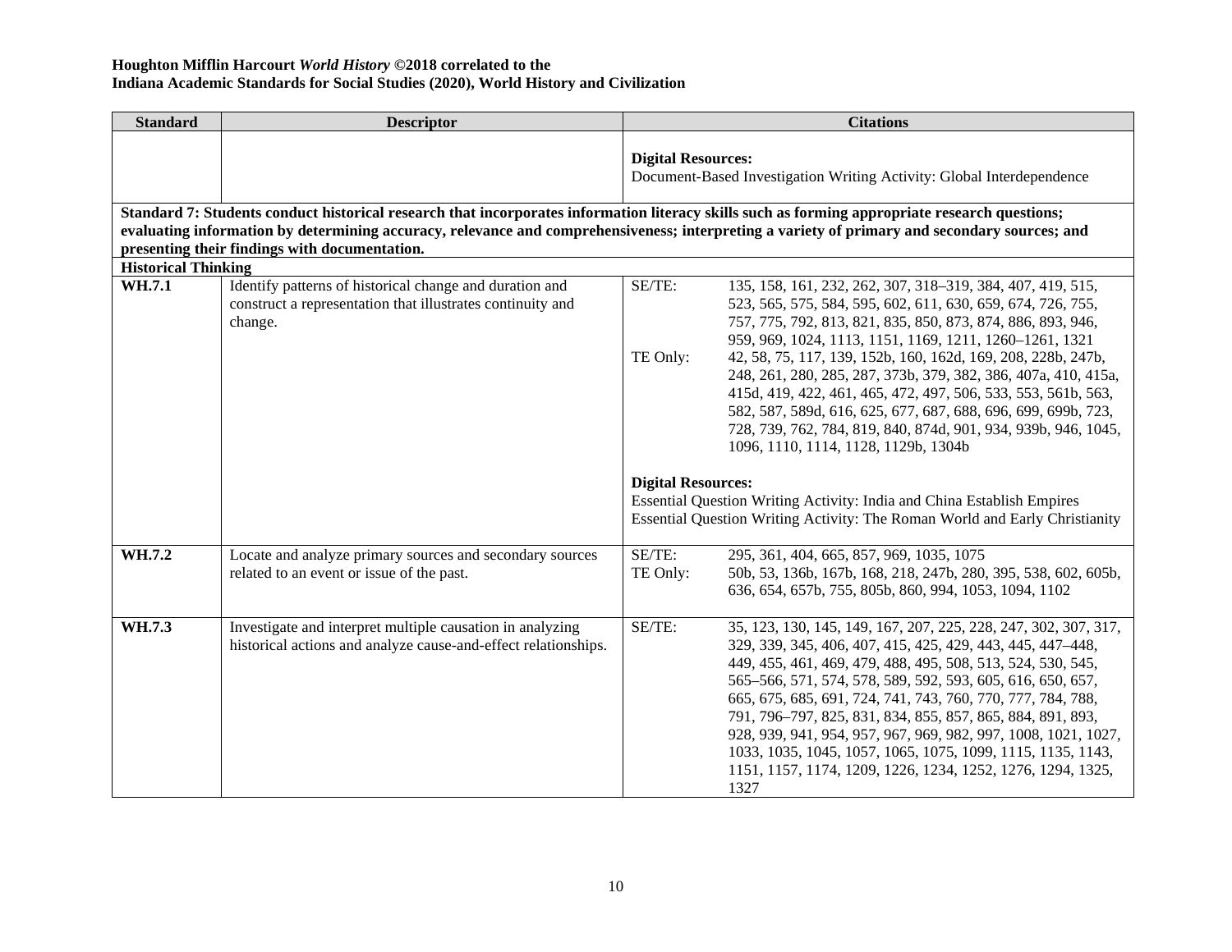**Houghton Mifflin Harcourt *World History* ©2018 correlated to the**
**Indiana Academic Standards for Social Studies (2020), World History and Civilization**

| Standard | Descriptor | Citations |
|---|---|---|
| | | **Digital Resources:**<br>Document-Based Investigation Writing Activity: Global Interdependence |
| **Standard 7: Students conduct historical research that incorporates information literacy skills such as forming appropriate research questions; evaluating information by determining accuracy, relevance and comprehensiveness; interpreting a variety of primary and secondary sources; and presenting their findings with documentation.** | | |
| **Historical Thinking** | | |
| **WH.7.1** | Identify patterns of historical change and duration and construct a representation that illustrates continuity and change. | SE/TE: 135, 158, 161, 232, 262, 307, 318–319, 384, 407, 419, 515, 523, 565, 575, 584, 595, 602, 611, 630, 659, 674, 726, 755, 757, 775, 792, 813, 821, 835, 850, 873, 874, 886, 893, 946, 959, 969, 1024, 1113, 1151, 1169, 1211, 1260–1261, 1321<br>TE Only: 42, 58, 75, 117, 139, 152b, 160, 162d, 169, 208, 228b, 247b, 248, 261, 280, 285, 287, 373b, 379, 382, 386, 407a, 410, 415a, 415d, 419, 422, 461, 465, 472, 497, 506, 533, 553, 561b, 563, 582, 587, 589d, 616, 625, 677, 687, 688, 696, 699, 699b, 723, 728, 739, 762, 784, 819, 840, 874d, 901, 934, 939b, 946, 1045, 1096, 1110, 1114, 1128, 1129b, 1304b<br><br>**Digital Resources:**<br>Essential Question Writing Activity: India and China Establish Empires<br>Essential Question Writing Activity: The Roman World and Early Christianity |
| **WH.7.2** | Locate and analyze primary sources and secondary sources related to an event or issue of the past. | SE/TE: 295, 361, 404, 665, 857, 969, 1035, 1075<br>TE Only: 50b, 53, 136b, 167b, 168, 218, 247b, 280, 395, 538, 602, 605b, 636, 654, 657b, 755, 805b, 860, 994, 1053, 1094, 1102 |
| **WH.7.3** | Investigate and interpret multiple causation in analyzing historical actions and analyze cause-and-effect relationships. | SE/TE: 35, 123, 130, 145, 149, 167, 207, 225, 228, 247, 302, 307, 317, 329, 339, 345, 406, 407, 415, 425, 429, 443, 445, 447–448, 449, 455, 461, 469, 479, 488, 495, 508, 513, 524, 530, 545, 565–566, 571, 574, 578, 589, 592, 593, 605, 616, 650, 657, 665, 675, 685, 691, 724, 741, 743, 760, 770, 777, 784, 788, 791, 796–797, 825, 831, 834, 855, 857, 865, 884, 891, 893, 928, 939, 941, 954, 957, 967, 969, 982, 997, 1008, 1021, 1027, 1033, 1035, 1045, 1057, 1065, 1075, 1099, 1115, 1135, 1143, 1151, 1157, 1174, 1209, 1226, 1234, 1252, 1276, 1294, 1325, 1327 |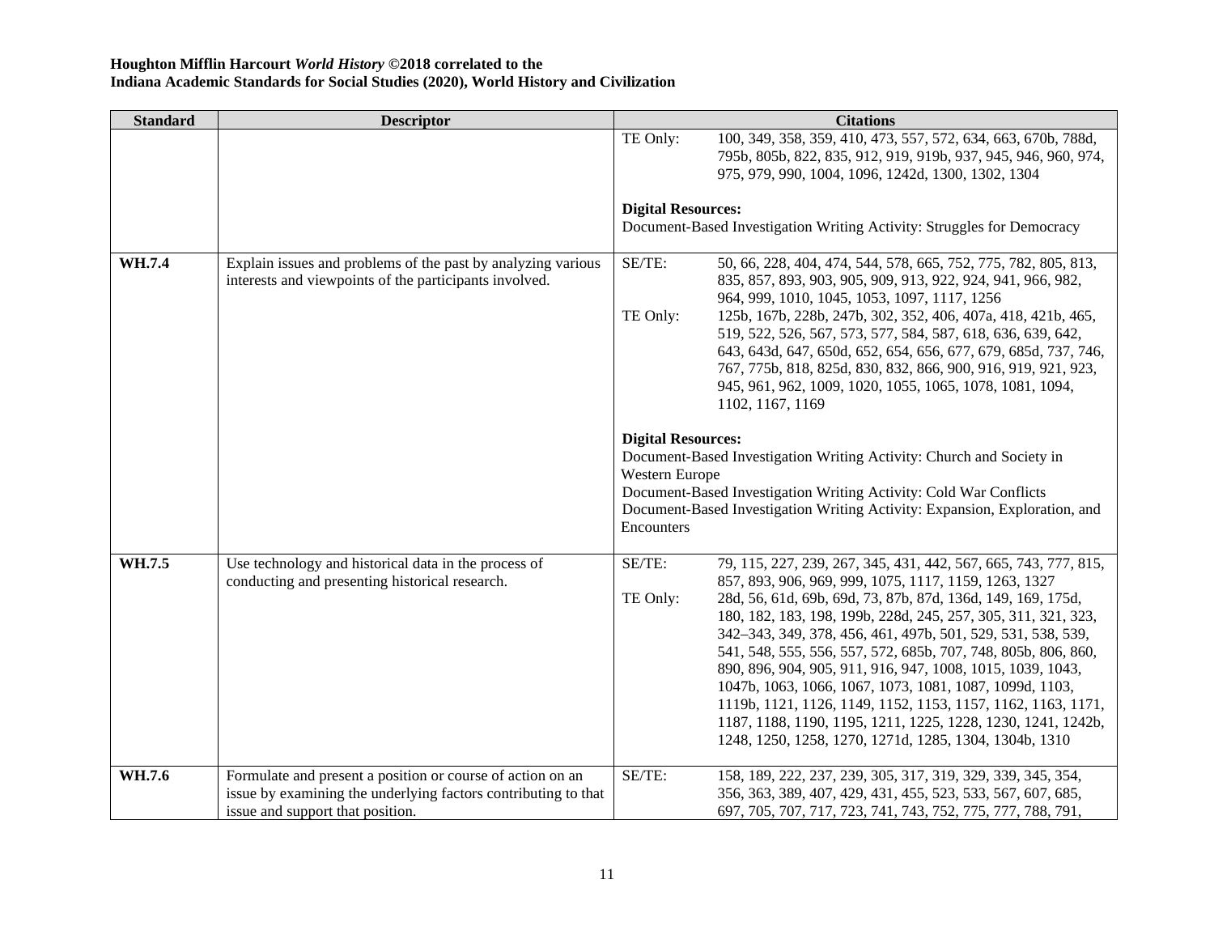**Houghton Mifflin Harcourt *World History* ©2018 correlated to the**
**Indiana Academic Standards for Social Studies (2020), World History and Civilization**

| Standard | Descriptor | Citations |
|---|---|---|
| | | TE Only: 100, 349, 358, 359, 410, 473, 557, 572, 634, 663, 670b, 788d, 795b, 805b, 822, 835, 912, 919, 919b, 937, 945, 946, 960, 974, 975, 979, 990, 1004, 1096, 1242d, 1300, 1302, 1304<br><br>**Digital Resources:**<br>Document-Based Investigation Writing Activity: Struggles for Democracy |
| **WH.7.4** | Explain issues and problems of the past by analyzing various interests and viewpoints of the participants involved. | SE/TE: 50, 66, 228, 404, 474, 544, 578, 665, 752, 775, 782, 805, 813, 835, 857, 893, 903, 905, 909, 913, 922, 924, 941, 966, 982, 964, 999, 1010, 1045, 1053, 1097, 1117, 1256<br>TE Only: 125b, 167b, 228b, 247b, 302, 352, 406, 407a, 418, 421b, 465, 519, 522, 526, 567, 573, 577, 584, 587, 618, 636, 639, 642, 643, 643d, 647, 650d, 652, 654, 656, 677, 679, 685d, 737, 746, 767, 775b, 818, 825d, 830, 832, 866, 900, 916, 919, 921, 923, 945, 961, 962, 1009, 1020, 1055, 1065, 1078, 1081, 1094, 1102, 1167, 1169<br><br>**Digital Resources:**<br>Document-Based Investigation Writing Activity: Church and Society in Western Europe<br>Document-Based Investigation Writing Activity: Cold War Conflicts<br>Document-Based Investigation Writing Activity: Expansion, Exploration, and Encounters |
| **WH.7.5** | Use technology and historical data in the process of conducting and presenting historical research. | SE/TE: 79, 115, 227, 239, 267, 345, 431, 442, 567, 665, 743, 777, 815, 857, 893, 906, 969, 999, 1075, 1117, 1159, 1263, 1327<br>TE Only: 28d, 56, 61d, 69b, 69d, 73, 87b, 87d, 136d, 149, 169, 175d, 180, 182, 183, 198, 199b, 228d, 245, 257, 305, 311, 321, 323, 342–343, 349, 378, 456, 461, 497b, 501, 529, 531, 538, 539, 541, 548, 555, 556, 557, 572, 685b, 707, 748, 805b, 806, 860, 890, 896, 904, 905, 911, 916, 947, 1008, 1015, 1039, 1043, 1047b, 1063, 1066, 1067, 1073, 1081, 1087, 1099d, 1103, 1119b, 1121, 1126, 1149, 1152, 1153, 1157, 1162, 1163, 1171, 1187, 1188, 1190, 1195, 1211, 1225, 1228, 1230, 1241, 1242b, 1248, 1250, 1258, 1270, 1271d, 1285, 1304, 1304b, 1310 |
| **WH.7.6** | Formulate and present a position or course of action on an issue by examining the underlying factors contributing to that issue and support that position. | SE/TE: 158, 189, 222, 237, 239, 305, 317, 319, 329, 339, 345, 354, 356, 363, 389, 407, 429, 431, 455, 523, 533, 567, 607, 685, 697, 705, 707, 717, 723, 741, 743, 752, 775, 777, 788, 791, |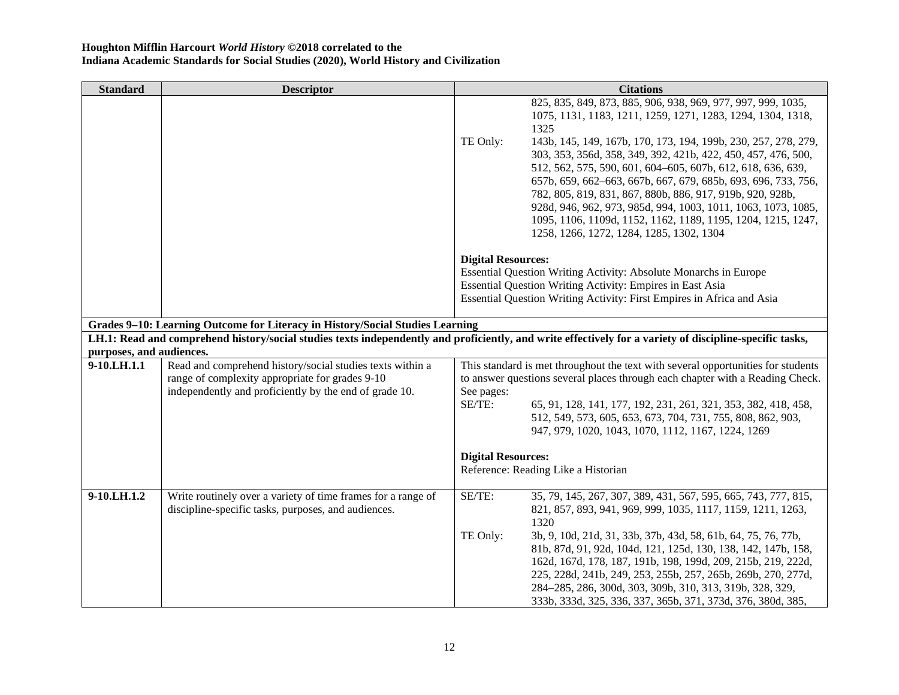**Houghton Mifflin Harcourt *World History* ©2018 correlated to the**
**Indiana Academic Standards for Social Studies (2020), World History and Civilization**

| Standard | Descriptor | Citations |
|---|---|---|
| | | 825, 835, 849, 873, 885, 906, 938, 969, 977, 997, 999, 1035, 1075, 1131, 1183, 1211, 1259, 1271, 1283, 1294, 1304, 1318, 1325<br>TE Only: 143b, 145, 149, 167b, 170, 173, 194, 199b, 230, 257, 278, 279, 303, 353, 356d, 358, 349, 392, 421b, 422, 450, 457, 476, 500, 512, 562, 575, 590, 601, 604–605, 607b, 612, 618, 636, 639, 657b, 659, 662–663, 667b, 667, 679, 685b, 693, 696, 733, 756, 782, 805, 819, 831, 867, 880b, 886, 917, 919b, 920, 928b, 928d, 946, 962, 973, 985d, 994, 1003, 1011, 1063, 1073, 1085, 1095, 1106, 1109d, 1152, 1162, 1189, 1195, 1204, 1215, 1247, 1258, 1266, 1272, 1284, 1285, 1302, 1304<br><br>**Digital Resources:**<br>Essential Question Writing Activity: Absolute Monarchs in Europe<br>Essential Question Writing Activity: Empires in East Asia<br>Essential Question Writing Activity: First Empires in Africa and Asia |
| **Grades 9–10: Learning Outcome for Literacy in History/Social Studies Learning** | | |
| **LH.1: Read and comprehend history/social studies texts independently and proficiently, and write effectively for a variety of discipline-specific tasks, purposes, and audiences.** | | |
| **9-10.LH.1.1** | Read and comprehend history/social studies texts within a range of complexity appropriate for grades 9-10 independently and proficiently by the end of grade 10. | This standard is met throughout the text with several opportunities for students to answer questions several places through each chapter with a Reading Check. See pages:<br>SE/TE: 65, 91, 128, 141, 177, 192, 231, 261, 321, 353, 382, 418, 458, 512, 549, 573, 605, 653, 673, 704, 731, 755, 808, 862, 903, 947, 979, 1020, 1043, 1070, 1112, 1167, 1224, 1269<br><br>**Digital Resources:**<br>Reference: Reading Like a Historian |
| **9-10.LH.1.2** | Write routinely over a variety of time frames for a range of discipline-specific tasks, purposes, and audiences. | SE/TE: 35, 79, 145, 267, 307, 389, 431, 567, 595, 665, 743, 777, 815, 821, 857, 893, 941, 969, 999, 1035, 1117, 1159, 1211, 1263, 1320<br>TE Only: 3b, 9, 10d, 21d, 31, 33b, 37b, 43d, 58, 61b, 64, 75, 76, 77b, 81b, 87d, 91, 92d, 104d, 121, 125d, 130, 138, 142, 147b, 158, 162d, 167d, 178, 187, 191b, 198, 199d, 209, 215b, 219, 222d, 225, 228d, 241b, 249, 253, 255b, 257, 265b, 269b, 270, 277d, 284–285, 286, 300d, 303, 309b, 310, 313, 319b, 328, 329, 333b, 333d, 325, 336, 337, 365b, 371, 373d, 376, 380d, 385, |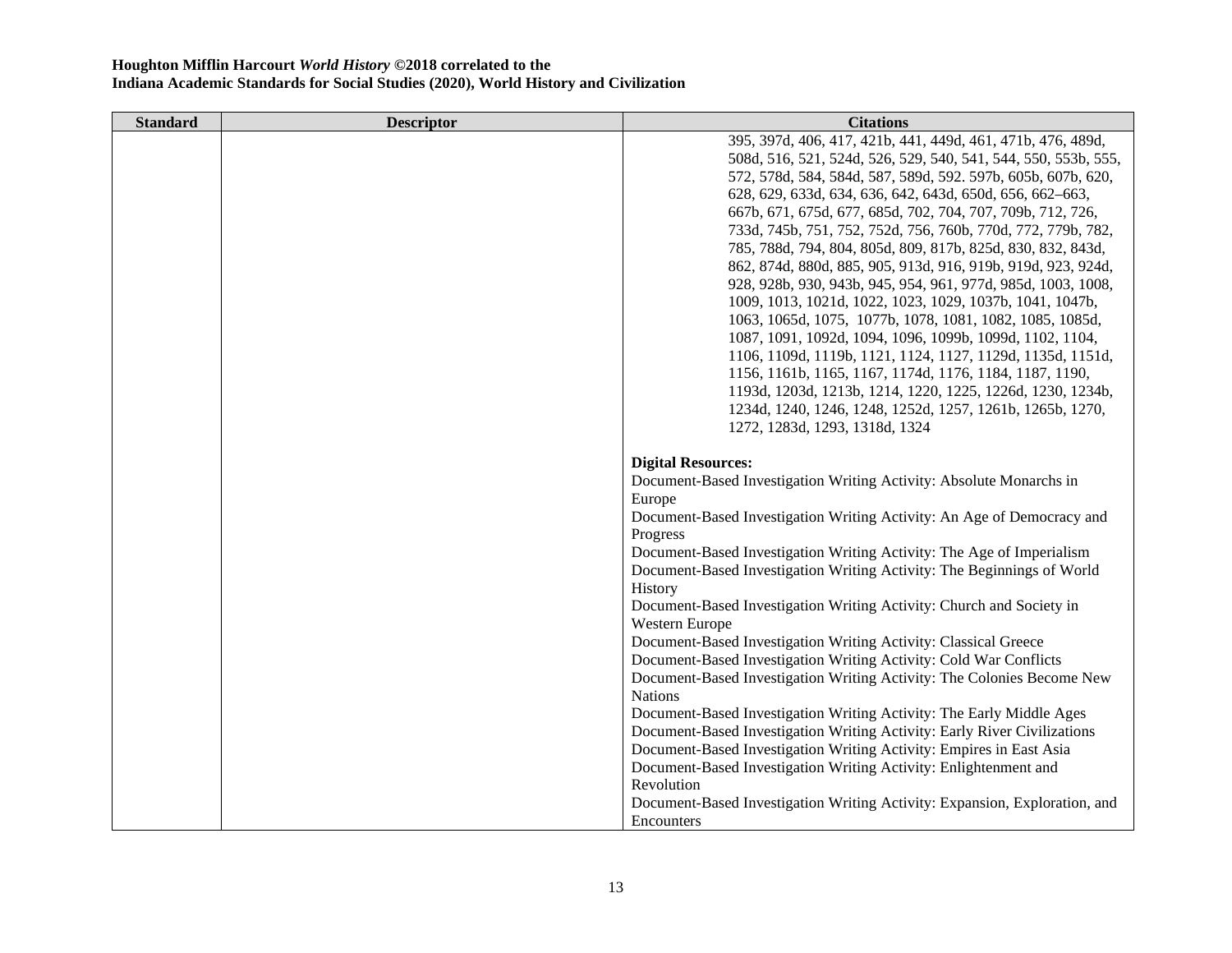**Houghton Mifflin Harcourt *World History* ©2018 correlated to the**
**Indiana Academic Standards for Social Studies (2020), World History and Civilization**

| Standard | Descriptor | Citations |
|---|---|---|
| | | 395, 397d, 406, 417, 421b, 441, 449d, 461, 471b, 476, 489d, 508d, 516, 521, 524d, 526, 529, 540, 541, 544, 550, 553b, 555, 572, 578d, 584, 584d, 587, 589d, 592. 597b, 605b, 607b, 620, 628, 629, 633d, 634, 636, 642, 643d, 650d, 656, 662–663, 667b, 671, 675d, 677, 685d, 702, 704, 707, 709b, 712, 726, 733d, 745b, 751, 752, 752d, 756, 760b, 770d, 772, 779b, 782, 785, 788d, 794, 804, 805d, 809, 817b, 825d, 830, 832, 843d, 862, 874d, 880d, 885, 905, 913d, 916, 919b, 919d, 923, 924d, 928, 928b, 930, 943b, 945, 954, 961, 977d, 985d, 1003, 1008, 1009, 1013, 1021d, 1022, 1023, 1029, 1037b, 1041, 1047b, 1063, 1065d, 1075, 1077b, 1078, 1081, 1082, 1085, 1085d, 1087, 1091, 1092d, 1094, 1096, 1099b, 1099d, 1102, 1104, 1106, 1109d, 1119b, 1121, 1124, 1127, 1129d, 1135d, 1151d, 1156, 1161b, 1165, 1167, 1174d, 1176, 1184, 1187, 1190, 1193d, 1203d, 1213b, 1214, 1220, 1225, 1226d, 1230, 1234b, 1234d, 1240, 1246, 1248, 1252d, 1257, 1261b, 1265b, 1270, 1272, 1283d, 1293, 1318d, 1324<br><br>**Digital Resources:**<br>Document-Based Investigation Writing Activity: Absolute Monarchs in Europe<br>Document-Based Investigation Writing Activity: An Age of Democracy and Progress<br>Document-Based Investigation Writing Activity: The Age of Imperialism<br>Document-Based Investigation Writing Activity: The Beginnings of World History<br>Document-Based Investigation Writing Activity: Church and Society in Western Europe<br>Document-Based Investigation Writing Activity: Classical Greece<br>Document-Based Investigation Writing Activity: Cold War Conflicts<br>Document-Based Investigation Writing Activity: The Colonies Become New Nations<br>Document-Based Investigation Writing Activity: The Early Middle Ages<br>Document-Based Investigation Writing Activity: Early River Civilizations<br>Document-Based Investigation Writing Activity: Empires in East Asia<br>Document-Based Investigation Writing Activity: Enlightenment and Revolution<br>Document-Based Investigation Writing Activity: Expansion, Exploration, and Encounters |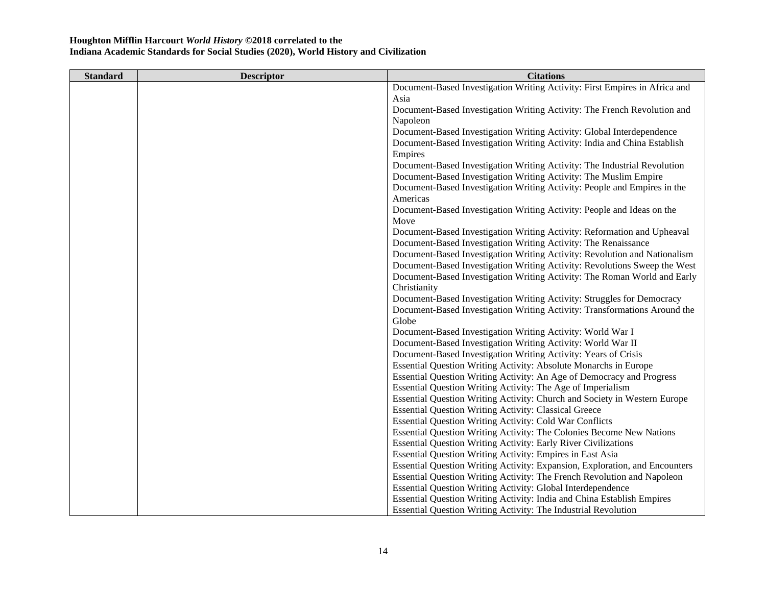**Houghton Mifflin Harcourt *World History* ©2018 correlated to the**
**Indiana Academic Standards for Social Studies (2020), World History and Civilization**

| Standard | Descriptor | Citations |
|---|---|---|
| | | Document-Based Investigation Writing Activity: First Empires in Africa and Asia<br>Document-Based Investigation Writing Activity: The French Revolution and Napoleon<br>Document-Based Investigation Writing Activity: Global Interdependence<br>Document-Based Investigation Writing Activity: India and China Establish Empires<br>Document-Based Investigation Writing Activity: The Industrial Revolution<br>Document-Based Investigation Writing Activity: The Muslim Empire<br>Document-Based Investigation Writing Activity: People and Empires in the Americas<br>Document-Based Investigation Writing Activity: People and Ideas on the Move<br>Document-Based Investigation Writing Activity: Reformation and Upheaval<br>Document-Based Investigation Writing Activity: The Renaissance<br>Document-Based Investigation Writing Activity: Revolution and Nationalism<br>Document-Based Investigation Writing Activity: Revolutions Sweep the West<br>Document-Based Investigation Writing Activity: The Roman World and Early Christianity<br>Document-Based Investigation Writing Activity: Struggles for Democracy<br>Document-Based Investigation Writing Activity: Transformations Around the Globe<br>Document-Based Investigation Writing Activity: World War I<br>Document-Based Investigation Writing Activity: World War II<br>Document-Based Investigation Writing Activity: Years of Crisis<br>Essential Question Writing Activity: Absolute Monarchs in Europe<br>Essential Question Writing Activity: An Age of Democracy and Progress<br>Essential Question Writing Activity: The Age of Imperialism<br>Essential Question Writing Activity: Church and Society in Western Europe<br>Essential Question Writing Activity: Classical Greece<br>Essential Question Writing Activity: Cold War Conflicts<br>Essential Question Writing Activity: The Colonies Become New Nations<br>Essential Question Writing Activity: Early River Civilizations<br>Essential Question Writing Activity: Empires in East Asia<br>Essential Question Writing Activity: Expansion, Exploration, and Encounters<br>Essential Question Writing Activity: The French Revolution and Napoleon<br>Essential Question Writing Activity: Global Interdependence<br>Essential Question Writing Activity: India and China Establish Empires<br>Essential Question Writing Activity: The Industrial Revolution |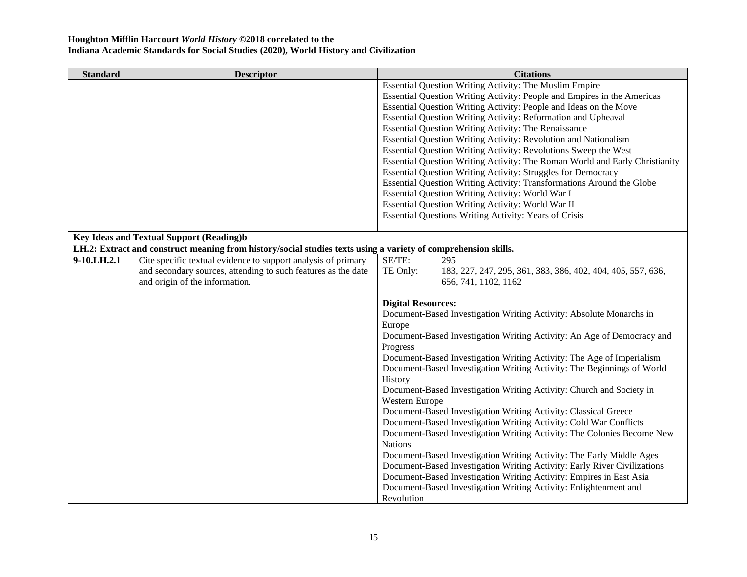**Houghton Mifflin Harcourt *World History* ©2018 correlated to the**
**Indiana Academic Standards for Social Studies (2020), World History and Civilization**

| Standard | Descriptor | Citations |
|---|---|---|
| | | Essential Question Writing Activity: The Muslim Empire<br>Essential Question Writing Activity: People and Empires in the Americas<br>Essential Question Writing Activity: People and Ideas on the Move<br>Essential Question Writing Activity: Reformation and Upheaval<br>Essential Question Writing Activity: The Renaissance<br>Essential Question Writing Activity: Revolution and Nationalism<br>Essential Question Writing Activity: Revolutions Sweep the West<br>Essential Question Writing Activity: The Roman World and Early Christianity<br>Essential Question Writing Activity: Struggles for Democracy<br>Essential Question Writing Activity: Transformations Around the Globe<br>Essential Question Writing Activity: World War I<br>Essential Question Writing Activity: World War II<br>Essential Questions Writing Activity: Years of Crisis |
| **Key Ideas and Textual Support (Reading)b** | | |
| **LH.2: Extract and construct meaning from history/social studies texts using a variety of comprehension skills.** | | |
| **9-10.LH.2.1** | Cite specific textual evidence to support analysis of primary and secondary sources, attending to such features as the date and origin of the information. | SE/TE: 295<br>TE Only: 183, 227, 247, 295, 361, 383, 386, 402, 404, 405, 557, 636, 656, 741, 1102, 1162<br><br>**Digital Resources:**<br>Document-Based Investigation Writing Activity: Absolute Monarchs in Europe<br>Document-Based Investigation Writing Activity: An Age of Democracy and Progress<br>Document-Based Investigation Writing Activity: The Age of Imperialism<br>Document-Based Investigation Writing Activity: The Beginnings of World History<br>Document-Based Investigation Writing Activity: Church and Society in Western Europe<br>Document-Based Investigation Writing Activity: Classical Greece<br>Document-Based Investigation Writing Activity: Cold War Conflicts<br>Document-Based Investigation Writing Activity: The Colonies Become New Nations<br>Document-Based Investigation Writing Activity: The Early Middle Ages<br>Document-Based Investigation Writing Activity: Early River Civilizations<br>Document-Based Investigation Writing Activity: Empires in East Asia<br>Document-Based Investigation Writing Activity: Enlightenment and Revolution |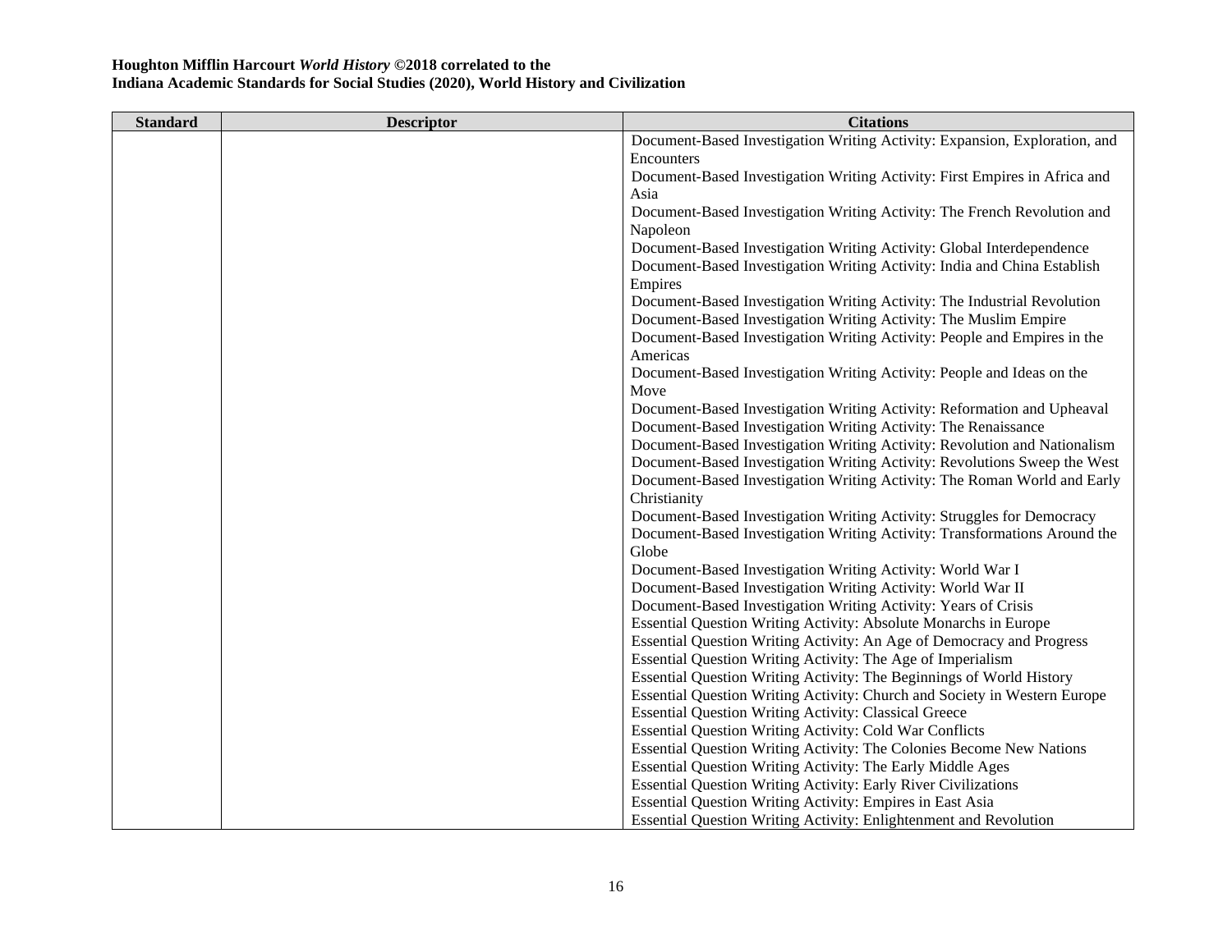**Houghton Mifflin Harcourt *World History* ©2018 correlated to the**
**Indiana Academic Standards for Social Studies (2020), World History and Civilization**

| Standard | Descriptor | Citations |
|---|---|---|
| | | Document-Based Investigation Writing Activity: Expansion, Exploration, and Encounters<br>Document-Based Investigation Writing Activity: First Empires in Africa and Asia<br>Document-Based Investigation Writing Activity: The French Revolution and Napoleon<br>Document-Based Investigation Writing Activity: Global Interdependence<br>Document-Based Investigation Writing Activity: India and China Establish Empires<br>Document-Based Investigation Writing Activity: The Industrial Revolution<br>Document-Based Investigation Writing Activity: The Muslim Empire<br>Document-Based Investigation Writing Activity: People and Empires in the Americas<br>Document-Based Investigation Writing Activity: People and Ideas on the Move<br>Document-Based Investigation Writing Activity: Reformation and Upheaval<br>Document-Based Investigation Writing Activity: The Renaissance<br>Document-Based Investigation Writing Activity: Revolution and Nationalism<br>Document-Based Investigation Writing Activity: Revolutions Sweep the West<br>Document-Based Investigation Writing Activity: The Roman World and Early Christianity<br>Document-Based Investigation Writing Activity: Struggles for Democracy<br>Document-Based Investigation Writing Activity: Transformations Around the Globe<br>Document-Based Investigation Writing Activity: World War I<br>Document-Based Investigation Writing Activity: World War II<br>Document-Based Investigation Writing Activity: Years of Crisis<br>Essential Question Writing Activity: Absolute Monarchs in Europe<br>Essential Question Writing Activity: An Age of Democracy and Progress<br>Essential Question Writing Activity: The Age of Imperialism<br>Essential Question Writing Activity: The Beginnings of World History<br>Essential Question Writing Activity: Church and Society in Western Europe<br>Essential Question Writing Activity: Classical Greece<br>Essential Question Writing Activity: Cold War Conflicts<br>Essential Question Writing Activity: The Colonies Become New Nations<br>Essential Question Writing Activity: The Early Middle Ages<br>Essential Question Writing Activity: Early River Civilizations<br>Essential Question Writing Activity: Empires in East Asia<br>Essential Question Writing Activity: Enlightenment and Revolution |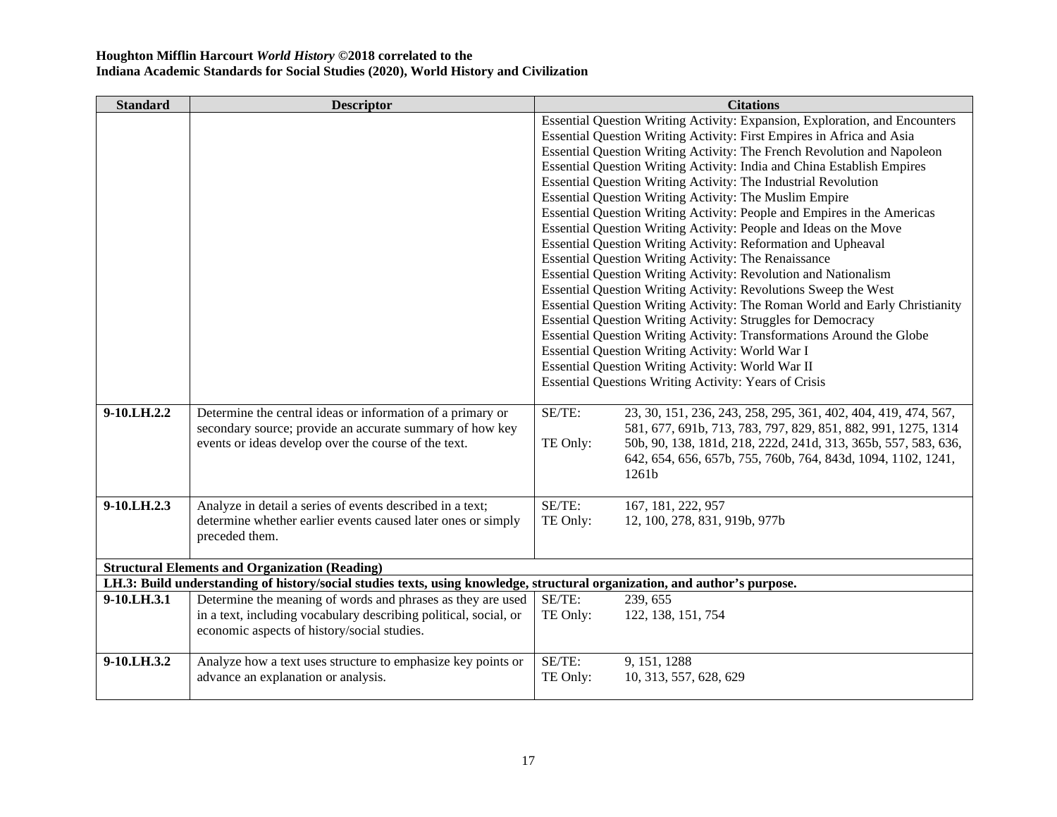**Houghton Mifflin Harcourt *World History* ©2018 correlated to the**
**Indiana Academic Standards for Social Studies (2020), World History and Civilization**

| Standard | Descriptor | Citations |
|---|---|---|
| | | Essential Question Writing Activity: Expansion, Exploration, and Encounters<br>Essential Question Writing Activity: First Empires in Africa and Asia<br>Essential Question Writing Activity: The French Revolution and Napoleon<br>Essential Question Writing Activity: India and China Establish Empires<br>Essential Question Writing Activity: The Industrial Revolution<br>Essential Question Writing Activity: The Muslim Empire<br>Essential Question Writing Activity: People and Empires in the Americas<br>Essential Question Writing Activity: People and Ideas on the Move<br>Essential Question Writing Activity: Reformation and Upheaval<br>Essential Question Writing Activity: The Renaissance<br>Essential Question Writing Activity: Revolution and Nationalism<br>Essential Question Writing Activity: Revolutions Sweep the West<br>Essential Question Writing Activity: The Roman World and Early Christianity<br>Essential Question Writing Activity: Struggles for Democracy<br>Essential Question Writing Activity: Transformations Around the Globe<br>Essential Question Writing Activity: World War I<br>Essential Question Writing Activity: World War II<br>Essential Questions Writing Activity: Years of Crisis |
| **9-10.LH.2.2** | Determine the central ideas or information of a primary or secondary source; provide an accurate summary of how key events or ideas develop over the course of the text. | SE/TE: 23, 30, 151, 236, 243, 258, 295, 361, 402, 404, 419, 474, 567, 581, 677, 691b, 713, 783, 797, 829, 851, 882, 991, 1275, 1314<br>TE Only: 50b, 90, 138, 181d, 218, 222d, 241d, 313, 365b, 557, 583, 636, 642, 654, 656, 657b, 755, 760b, 764, 843d, 1094, 1102, 1241, 1261b |
| **9-10.LH.2.3** | Analyze in detail a series of events described in a text; determine whether earlier events caused later ones or simply preceded them. | SE/TE: 167, 181, 222, 957<br>TE Only: 12, 100, 278, 831, 919b, 977b |
| **Structural Elements and Organization (Reading)** | | |
| **LH.3: Build understanding of history/social studies texts, using knowledge, structural organization, and author's purpose.** | | |
| **9-10.LH.3.1** | Determine the meaning of words and phrases as they are used in a text, including vocabulary describing political, social, or economic aspects of history/social studies. | SE/TE: 239, 655<br>TE Only: 122, 138, 151, 754 |
| **9-10.LH.3.2** | Analyze how a text uses structure to emphasize key points or advance an explanation or analysis. | SE/TE: 9, 151, 1288<br>TE Only: 10, 313, 557, 628, 629 |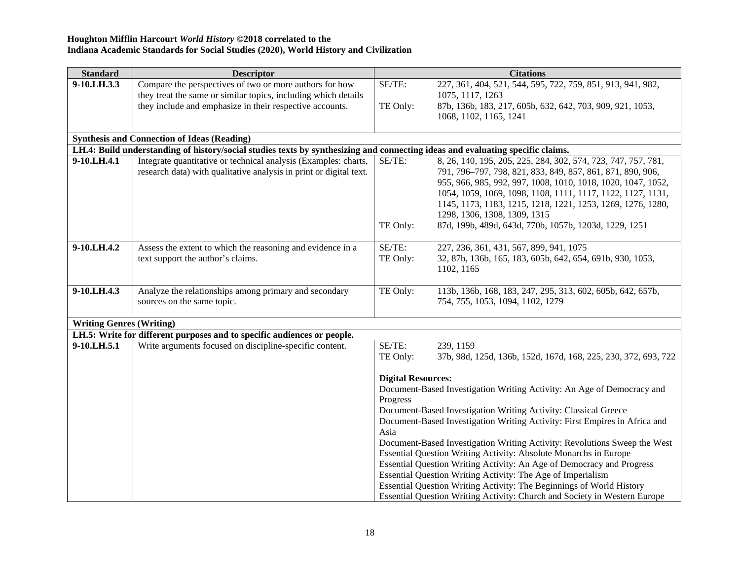**Houghton Mifflin Harcourt *World History* ©2018 correlated to the**
**Indiana Academic Standards for Social Studies (2020), World History and Civilization**

| Standard | Descriptor | Citations |
|---|---|---|
| **9-10.LH.3.3** | Compare the perspectives of two or more authors for how they treat the same or similar topics, including which details they include and emphasize in their respective accounts. | SE/TE: 227, 361, 404, 521, 544, 595, 722, 759, 851, 913, 941, 982, 1075, 1117, 1263<br>TE Only: 87b, 136b, 183, 217, 605b, 632, 642, 703, 909, 921, 1053, 1068, 1102, 1165, 1241 |
| **Synthesis and Connection of Ideas (Reading)** | | |
| **LH.4: Build understanding of history/social studies texts by synthesizing and connecting ideas and evaluating specific claims.** | | |
| **9-10.LH.4.1** | Integrate quantitative or technical analysis (Examples: charts, research data) with qualitative analysis in print or digital text. | SE/TE: 8, 26, 140, 195, 205, 225, 284, 302, 574, 723, 747, 757, 781, 791, 796–797, 798, 821, 833, 849, 857, 861, 871, 890, 906, 955, 966, 985, 992, 997, 1008, 1010, 1018, 1020, 1047, 1052, 1054, 1059, 1069, 1098, 1108, 1111, 1117, 1122, 1127, 1131, 1145, 1173, 1183, 1215, 1218, 1221, 1253, 1269, 1276, 1280, 1298, 1306, 1308, 1309, 1315<br>TE Only: 87d, 199b, 489d, 643d, 770b, 1057b, 1203d, 1229, 1251 |
| **9-10.LH.4.2** | Assess the extent to which the reasoning and evidence in a text support the author's claims. | SE/TE: 227, 236, 361, 431, 567, 899, 941, 1075<br>TE Only: 32, 87b, 136b, 165, 183, 605b, 642, 654, 691b, 930, 1053, 1102, 1165 |
| **9-10.LH.4.3** | Analyze the relationships among primary and secondary sources on the same topic. | TE Only: 113b, 136b, 168, 183, 247, 295, 313, 602, 605b, 642, 657b, 754, 755, 1053, 1094, 1102, 1279 |
| **Writing Genres (Writing)** | | |
| **LH.5: Write for different purposes and to specific audiences or people.** | | |
| **9-10.LH.5.1** | Write arguments focused on discipline-specific content. | SE/TE: 239, 1159<br>TE Only: 37b, 98d, 125d, 136b, 152d, 167d, 168, 225, 230, 372, 693, 722<br><br>**Digital Resources:**<br>Document-Based Investigation Writing Activity: An Age of Democracy and Progress<br>Document-Based Investigation Writing Activity: Classical Greece<br>Document-Based Investigation Writing Activity: First Empires in Africa and Asia<br>Document-Based Investigation Writing Activity: Revolutions Sweep the West<br>Essential Question Writing Activity: Absolute Monarchs in Europe<br>Essential Question Writing Activity: An Age of Democracy and Progress<br>Essential Question Writing Activity: The Age of Imperialism<br>Essential Question Writing Activity: The Beginnings of World History<br>Essential Question Writing Activity: Church and Society in Western Europe |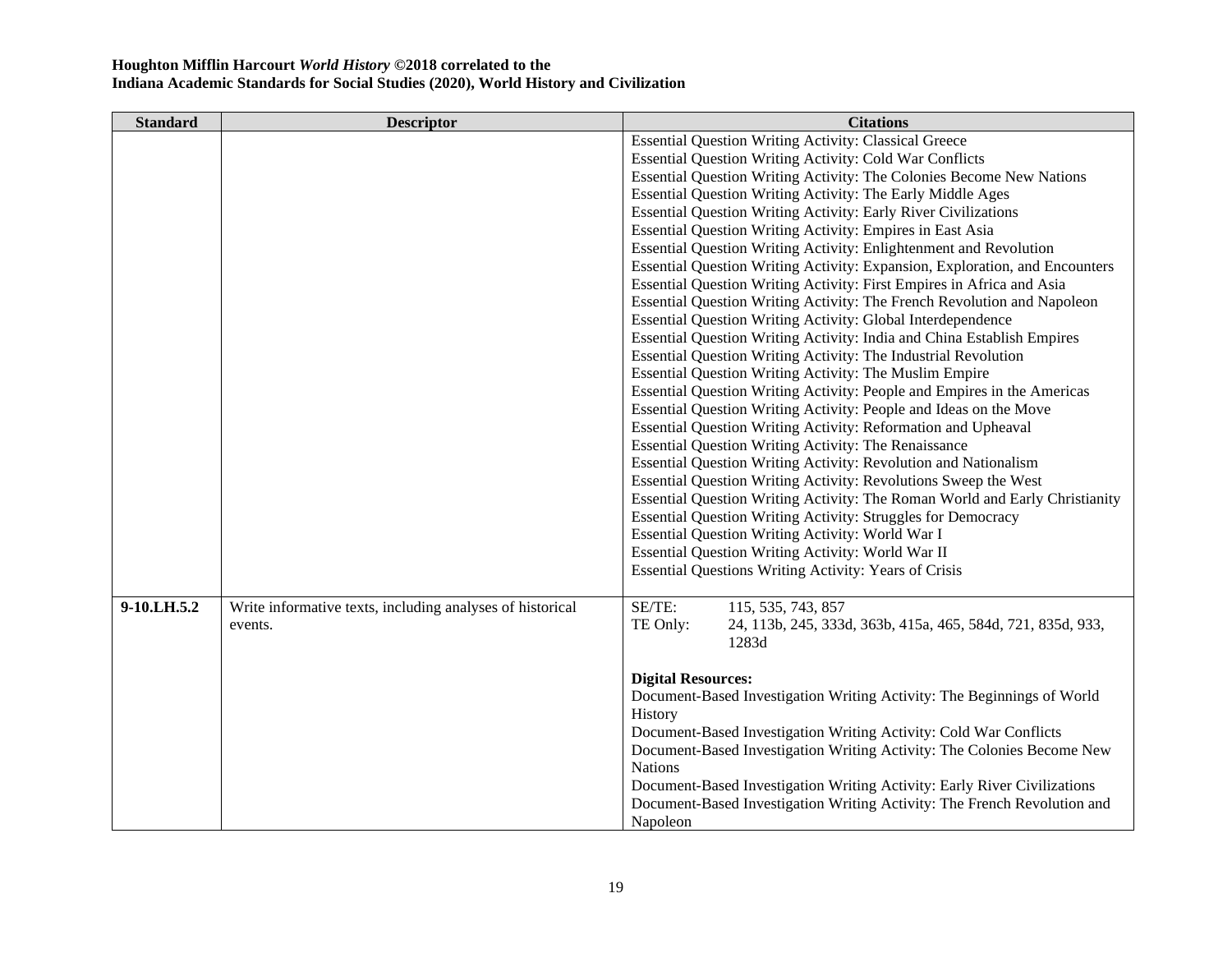**Houghton Mifflin Harcourt *World History* ©2018 correlated to the**
**Indiana Academic Standards for Social Studies (2020), World History and Civilization**

| Standard | Descriptor | Citations |
|---|---|---|
| | | Essential Question Writing Activity: Classical Greece<br>Essential Question Writing Activity: Cold War Conflicts<br>Essential Question Writing Activity: The Colonies Become New Nations<br>Essential Question Writing Activity: The Early Middle Ages<br>Essential Question Writing Activity: Early River Civilizations<br>Essential Question Writing Activity: Empires in East Asia<br>Essential Question Writing Activity: Enlightenment and Revolution<br>Essential Question Writing Activity: Expansion, Exploration, and Encounters<br>Essential Question Writing Activity: First Empires in Africa and Asia<br>Essential Question Writing Activity: The French Revolution and Napoleon<br>Essential Question Writing Activity: Global Interdependence<br>Essential Question Writing Activity: India and China Establish Empires<br>Essential Question Writing Activity: The Industrial Revolution<br>Essential Question Writing Activity: The Muslim Empire<br>Essential Question Writing Activity: People and Empires in the Americas<br>Essential Question Writing Activity: People and Ideas on the Move<br>Essential Question Writing Activity: Reformation and Upheaval<br>Essential Question Writing Activity: The Renaissance<br>Essential Question Writing Activity: Revolution and Nationalism<br>Essential Question Writing Activity: Revolutions Sweep the West<br>Essential Question Writing Activity: The Roman World and Early Christianity<br>Essential Question Writing Activity: Struggles for Democracy<br>Essential Question Writing Activity: World War I<br>Essential Question Writing Activity: World War II<br>Essential Questions Writing Activity: Years of Crisis |
| **9-10.LH.5.2** | Write informative texts, including analyses of historical events. | SE/TE: 115, 535, 743, 857<br>TE Only: 24, 113b, 245, 333d, 363b, 415a, 465, 584d, 721, 835d, 933, 1283d<br><br>**Digital Resources:**<br>Document-Based Investigation Writing Activity: The Beginnings of World History<br>Document-Based Investigation Writing Activity: Cold War Conflicts<br>Document-Based Investigation Writing Activity: The Colonies Become New Nations<br>Document-Based Investigation Writing Activity: Early River Civilizations<br>Document-Based Investigation Writing Activity: The French Revolution and Napoleon |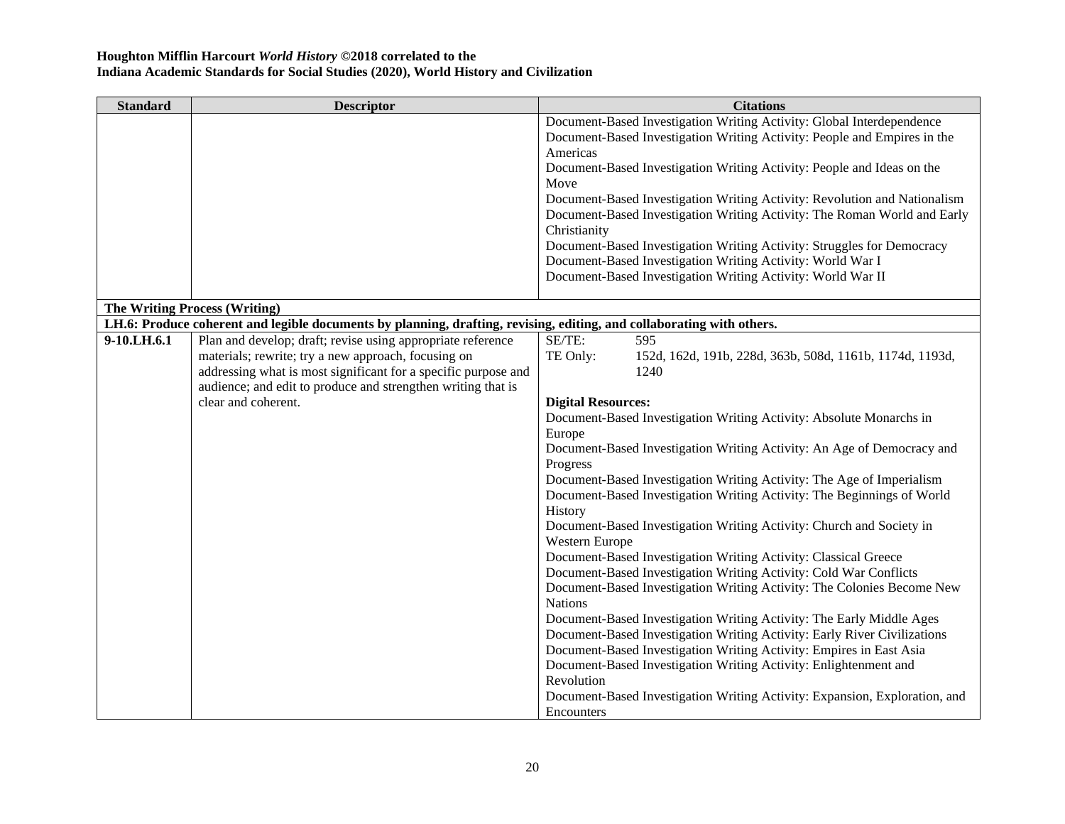**Houghton Mifflin Harcourt *World History* ©2018 correlated to the**
**Indiana Academic Standards for Social Studies (2020), World History and Civilization**

| Standard | Descriptor | Citations |
|---|---|---|
| | | Document-Based Investigation Writing Activity: Global Interdependence<br>Document-Based Investigation Writing Activity: People and Empires in the Americas<br>Document-Based Investigation Writing Activity: People and Ideas on the Move<br>Document-Based Investigation Writing Activity: Revolution and Nationalism<br>Document-Based Investigation Writing Activity: The Roman World and Early Christianity<br>Document-Based Investigation Writing Activity: Struggles for Democracy<br>Document-Based Investigation Writing Activity: World War I<br>Document-Based Investigation Writing Activity: World War II |
| **The Writing Process (Writing)** | | |
| **LH.6: Produce coherent and legible documents by planning, drafting, revising, editing, and collaborating with others.** | | |
| **9-10.LH.6.1** | Plan and develop; draft; revise using appropriate reference materials; rewrite; try a new approach, focusing on addressing what is most significant for a specific purpose and audience; and edit to produce and strengthen writing that is clear and coherent. | SE/TE: 595<br>TE Only: 152d, 162d, 191b, 228d, 363b, 508d, 1161b, 1174d, 1193d, 1240<br><br>**Digital Resources:**<br>Document-Based Investigation Writing Activity: Absolute Monarchs in Europe<br>Document-Based Investigation Writing Activity: An Age of Democracy and Progress<br>Document-Based Investigation Writing Activity: The Age of Imperialism<br>Document-Based Investigation Writing Activity: The Beginnings of World History<br>Document-Based Investigation Writing Activity: Church and Society in Western Europe<br>Document-Based Investigation Writing Activity: Classical Greece<br>Document-Based Investigation Writing Activity: Cold War Conflicts<br>Document-Based Investigation Writing Activity: The Colonies Become New Nations<br>Document-Based Investigation Writing Activity: The Early Middle Ages<br>Document-Based Investigation Writing Activity: Early River Civilizations<br>Document-Based Investigation Writing Activity: Empires in East Asia<br>Document-Based Investigation Writing Activity: Enlightenment and Revolution<br>Document-Based Investigation Writing Activity: Expansion, Exploration, and Encounters |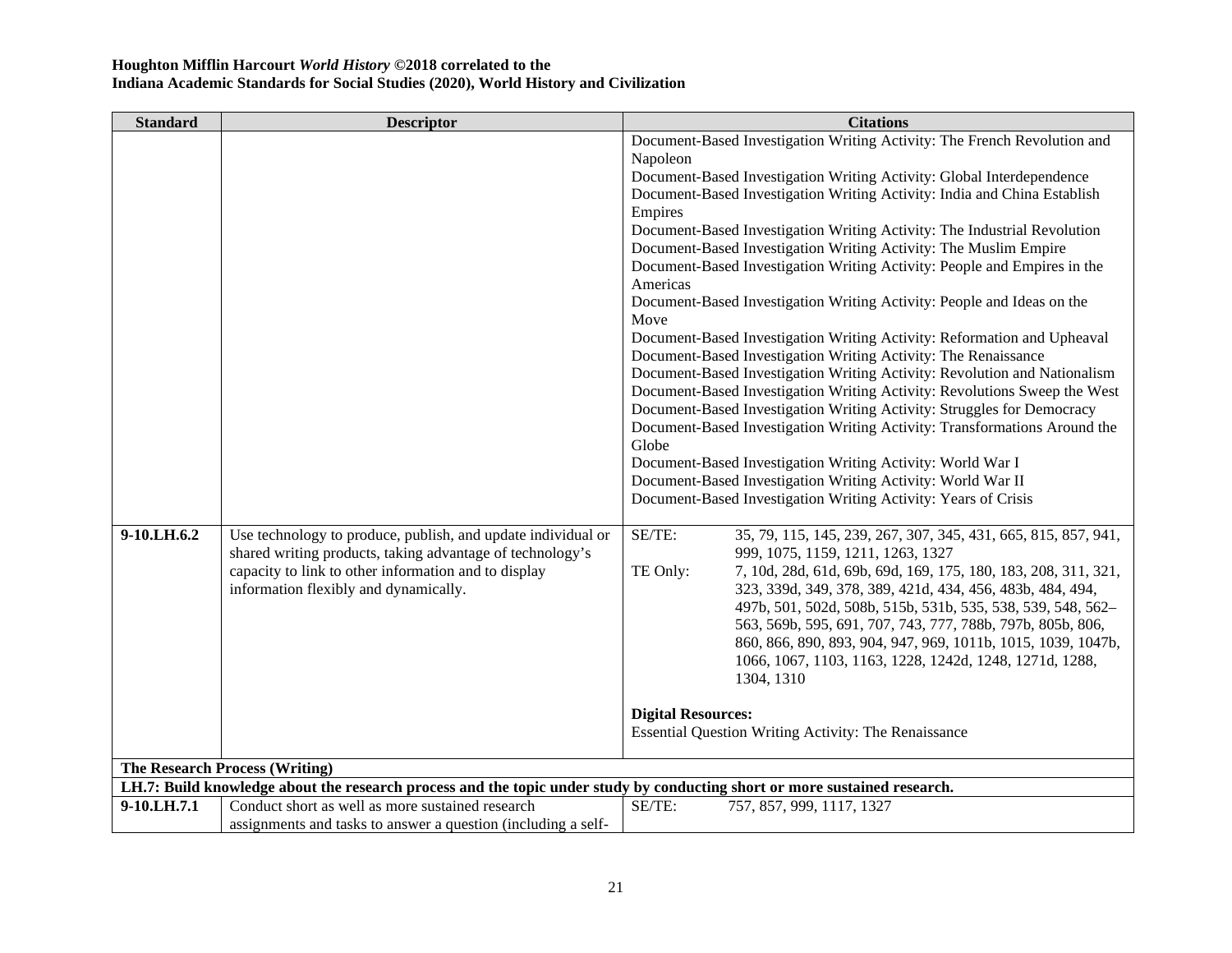**Houghton Mifflin Harcourt *World History* ©2018 correlated to the**
**Indiana Academic Standards for Social Studies (2020), World History and Civilization**

| Standard | Descriptor | Citations |
|---|---|---|
| | | Document-Based Investigation Writing Activity: The French Revolution and Napoleon<br>Document-Based Investigation Writing Activity: Global Interdependence<br>Document-Based Investigation Writing Activity: India and China Establish Empires<br>Document-Based Investigation Writing Activity: The Industrial Revolution<br>Document-Based Investigation Writing Activity: The Muslim Empire<br>Document-Based Investigation Writing Activity: People and Empires in the Americas<br>Document-Based Investigation Writing Activity: People and Ideas on the Move<br>Document-Based Investigation Writing Activity: Reformation and Upheaval<br>Document-Based Investigation Writing Activity: The Renaissance<br>Document-Based Investigation Writing Activity: Revolution and Nationalism<br>Document-Based Investigation Writing Activity: Revolutions Sweep the West<br>Document-Based Investigation Writing Activity: Struggles for Democracy<br>Document-Based Investigation Writing Activity: Transformations Around the Globe<br>Document-Based Investigation Writing Activity: World War I<br>Document-Based Investigation Writing Activity: World War II<br>Document-Based Investigation Writing Activity: Years of Crisis |
| **9-10.LH.6.2** | Use technology to produce, publish, and update individual or shared writing products, taking advantage of technology's capacity to link to other information and to display information flexibly and dynamically. | SE/TE: 35, 79, 115, 145, 239, 267, 307, 345, 431, 665, 815, 857, 941, 999, 1075, 1159, 1211, 1263, 1327<br>TE Only: 7, 10d, 28d, 61d, 69b, 69d, 169, 175, 180, 183, 208, 311, 321, 323, 339d, 349, 378, 389, 421d, 434, 456, 483b, 484, 494, 497b, 501, 502d, 508b, 515b, 531b, 535, 538, 539, 548, 562–563, 569b, 595, 691, 707, 743, 777, 788b, 797b, 805b, 806, 860, 866, 890, 893, 904, 947, 969, 1011b, 1015, 1039, 1047b, 1066, 1067, 1103, 1163, 1228, 1242d, 1248, 1271d, 1288, 1304, 1310<br><br>**Digital Resources:**<br>Essential Question Writing Activity: The Renaissance |
| **The Research Process (Writing)** | | |
| **LH.7: Build knowledge about the research process and the topic under study by conducting short or more sustained research.** | | |
| **9-10.LH.7.1** | Conduct short as well as more sustained research assignments and tasks to answer a question (including a self- | SE/TE: 757, 857, 999, 1117, 1327 |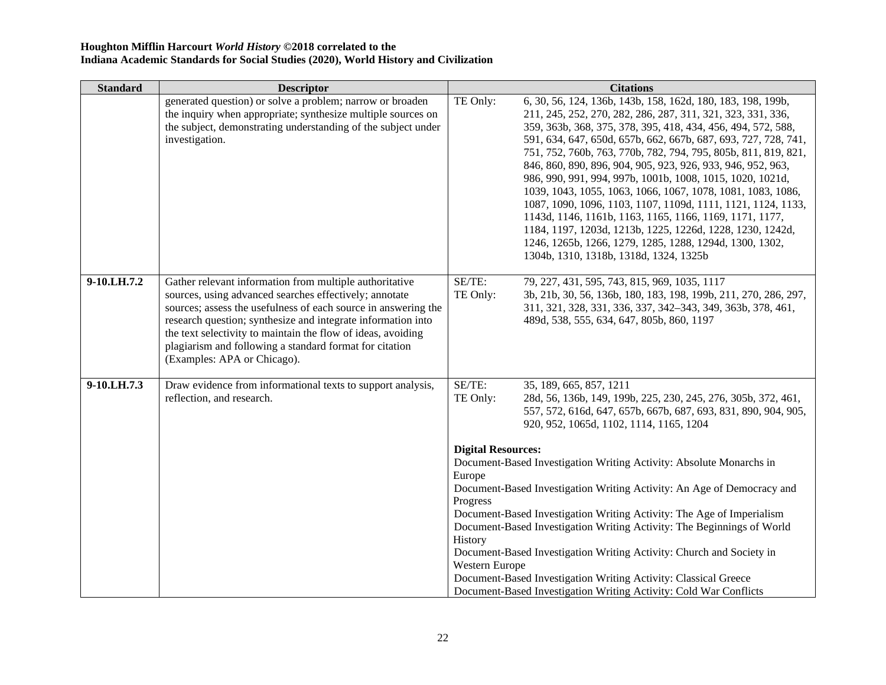**Houghton Mifflin Harcourt *World History* ©2018 correlated to the**
**Indiana Academic Standards for Social Studies (2020), World History and Civilization**

| Standard | Descriptor | Citations |
|---|---|---|
| | generated question) or solve a problem; narrow or broaden the inquiry when appropriate; synthesize multiple sources on the subject, demonstrating understanding of the subject under investigation. | TE Only: 6, 30, 56, 124, 136b, 143b, 158, 162d, 180, 183, 198, 199b, 211, 245, 252, 270, 282, 286, 287, 311, 321, 323, 331, 336, 359, 363b, 368, 375, 378, 395, 418, 434, 456, 494, 572, 588, 591, 634, 647, 650d, 657b, 662, 667b, 687, 693, 727, 728, 741, 751, 752, 760b, 763, 770b, 782, 794, 795, 805b, 811, 819, 821, 846, 860, 890, 896, 904, 905, 923, 926, 933, 946, 952, 963, 986, 990, 991, 994, 997b, 1001b, 1008, 1015, 1020, 1021d, 1039, 1043, 1055, 1063, 1066, 1067, 1078, 1081, 1083, 1086, 1087, 1090, 1096, 1103, 1107, 1109d, 1111, 1121, 1124, 1133, 1143d, 1146, 1161b, 1163, 1165, 1166, 1169, 1171, 1177, 1184, 1197, 1203d, 1213b, 1225, 1226d, 1228, 1230, 1242d, 1246, 1265b, 1266, 1279, 1285, 1288, 1294d, 1300, 1302, 1304b, 1310, 1318b, 1318d, 1324, 1325b |
| **9-10.LH.7.2** | Gather relevant information from multiple authoritative sources, using advanced searches effectively; annotate sources; assess the usefulness of each source in answering the research question; synthesize and integrate information into the text selectivity to maintain the flow of ideas, avoiding plagiarism and following a standard format for citation (Examples: APA or Chicago). | SE/TE: 79, 227, 431, 595, 743, 815, 969, 1035, 1117<br>TE Only: 3b, 21b, 30, 56, 136b, 180, 183, 198, 199b, 211, 270, 286, 297, 311, 321, 328, 331, 336, 337, 342–343, 349, 363b, 378, 461, 489d, 538, 555, 634, 647, 805b, 860, 1197 |
| **9-10.LH.7.3** | Draw evidence from informational texts to support analysis, reflection, and research. | SE/TE: 35, 189, 665, 857, 1211<br>TE Only: 28d, 56, 136b, 149, 199b, 225, 230, 245, 276, 305b, 372, 461, 557, 572, 616d, 647, 657b, 667b, 687, 693, 831, 890, 904, 905, 920, 952, 1065d, 1102, 1114, 1165, 1204<br><br>**Digital Resources:**<br>Document-Based Investigation Writing Activity: Absolute Monarchs in Europe<br>Document-Based Investigation Writing Activity: An Age of Democracy and Progress<br>Document-Based Investigation Writing Activity: The Age of Imperialism<br>Document-Based Investigation Writing Activity: The Beginnings of World History<br>Document-Based Investigation Writing Activity: Church and Society in Western Europe<br>Document-Based Investigation Writing Activity: Classical Greece<br>Document-Based Investigation Writing Activity: Cold War Conflicts |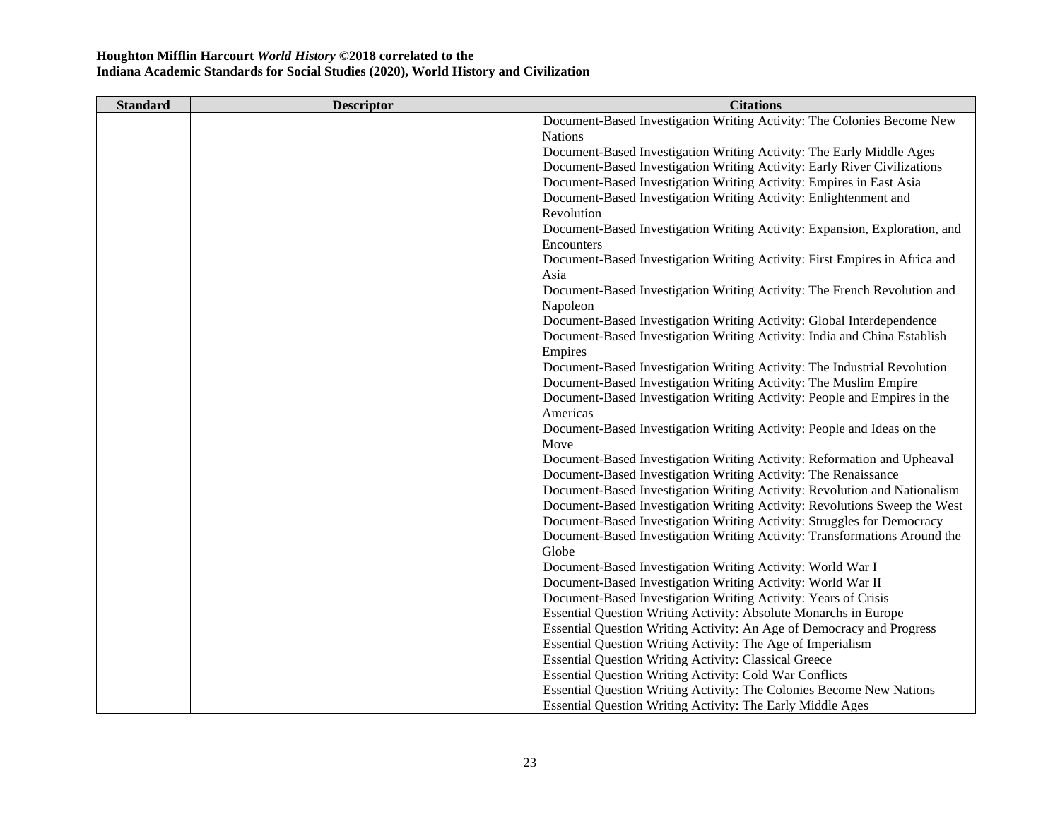**Houghton Mifflin Harcourt *World History* ©2018 correlated to the**
**Indiana Academic Standards for Social Studies (2020), World History and Civilization**

| Standard | Descriptor | Citations |
|---|---|---|
| | | Document-Based Investigation Writing Activity: The Colonies Become New Nations<br>Document-Based Investigation Writing Activity: The Early Middle Ages<br>Document-Based Investigation Writing Activity: Early River Civilizations<br>Document-Based Investigation Writing Activity: Empires in East Asia<br>Document-Based Investigation Writing Activity: Enlightenment and Revolution<br>Document-Based Investigation Writing Activity: Expansion, Exploration, and Encounters<br>Document-Based Investigation Writing Activity: First Empires in Africa and Asia<br>Document-Based Investigation Writing Activity: The French Revolution and Napoleon<br>Document-Based Investigation Writing Activity: Global Interdependence<br>Document-Based Investigation Writing Activity: India and China Establish Empires<br>Document-Based Investigation Writing Activity: The Industrial Revolution<br>Document-Based Investigation Writing Activity: The Muslim Empire<br>Document-Based Investigation Writing Activity: People and Empires in the Americas<br>Document-Based Investigation Writing Activity: People and Ideas on the Move<br>Document-Based Investigation Writing Activity: Reformation and Upheaval<br>Document-Based Investigation Writing Activity: The Renaissance<br>Document-Based Investigation Writing Activity: Revolution and Nationalism<br>Document-Based Investigation Writing Activity: Revolutions Sweep the West<br>Document-Based Investigation Writing Activity: Struggles for Democracy<br>Document-Based Investigation Writing Activity: Transformations Around the Globe<br>Document-Based Investigation Writing Activity: World War I<br>Document-Based Investigation Writing Activity: World War II<br>Document-Based Investigation Writing Activity: Years of Crisis<br>Essential Question Writing Activity: Absolute Monarchs in Europe<br>Essential Question Writing Activity: An Age of Democracy and Progress<br>Essential Question Writing Activity: The Age of Imperialism<br>Essential Question Writing Activity: Classical Greece<br>Essential Question Writing Activity: Cold War Conflicts<br>Essential Question Writing Activity: The Colonies Become New Nations<br>Essential Question Writing Activity: The Early Middle Ages |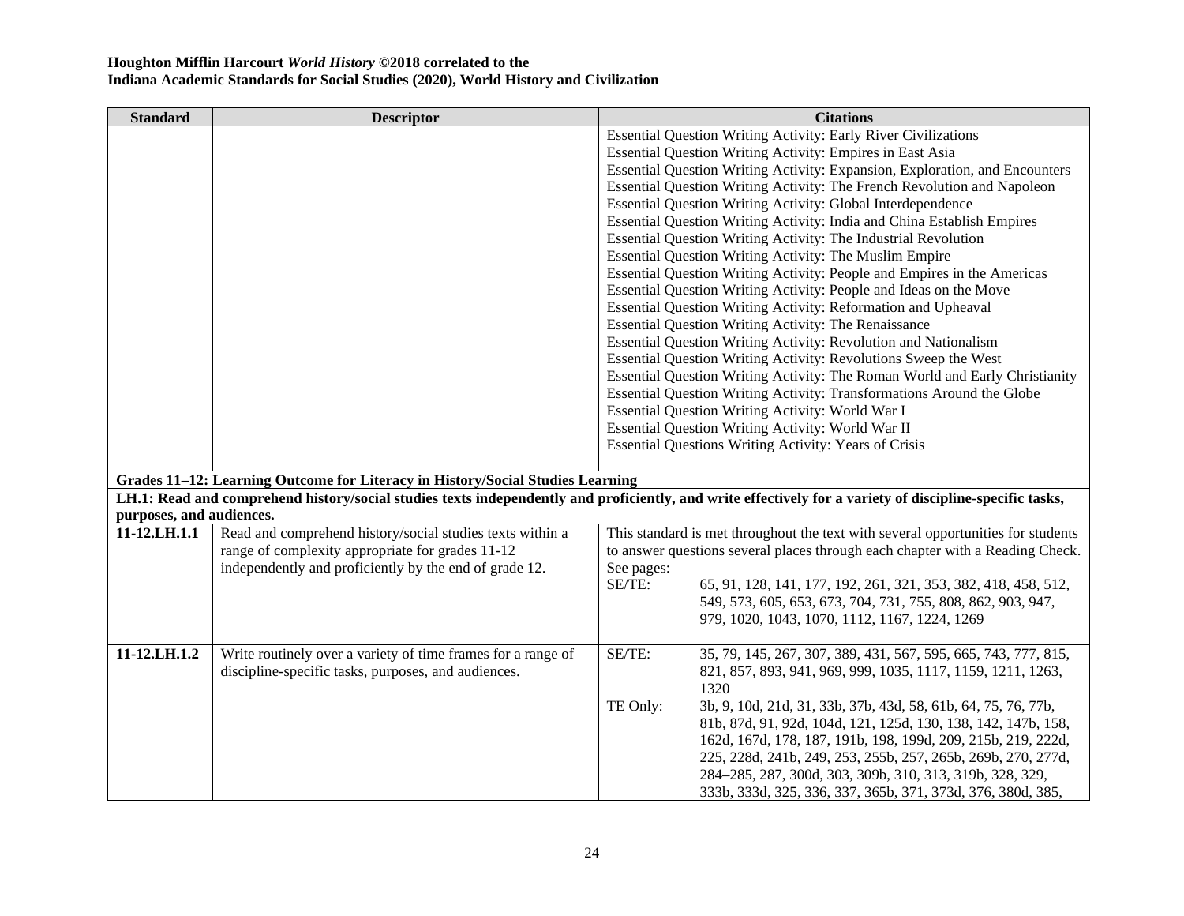**Houghton Mifflin Harcourt *World History* ©2018 correlated to the**
**Indiana Academic Standards for Social Studies (2020), World History and Civilization**

| Standard | Descriptor | Citations |
|---|---|---|
| | | Essential Question Writing Activity: Early River Civilizations<br>Essential Question Writing Activity: Empires in East Asia<br>Essential Question Writing Activity: Expansion, Exploration, and Encounters<br>Essential Question Writing Activity: The French Revolution and Napoleon<br>Essential Question Writing Activity: Global Interdependence<br>Essential Question Writing Activity: India and China Establish Empires<br>Essential Question Writing Activity: The Industrial Revolution<br>Essential Question Writing Activity: The Muslim Empire<br>Essential Question Writing Activity: People and Empires in the Americas<br>Essential Question Writing Activity: People and Ideas on the Move<br>Essential Question Writing Activity: Reformation and Upheaval<br>Essential Question Writing Activity: The Renaissance<br>Essential Question Writing Activity: Revolution and Nationalism<br>Essential Question Writing Activity: Revolutions Sweep the West<br>Essential Question Writing Activity: The Roman World and Early Christianity<br>Essential Question Writing Activity: Transformations Around the Globe<br>Essential Question Writing Activity: World War I<br>Essential Question Writing Activity: World War II<br>Essential Questions Writing Activity: Years of Crisis |
| **Grades 11–12: Learning Outcome for Literacy in History/Social Studies Learning** | | |
| **LH.1: Read and comprehend history/social studies texts independently and proficiently, and write effectively for a variety of discipline-specific tasks, purposes, and audiences.** | | |
| **11-12.LH.1.1** | Read and comprehend history/social studies texts within a range of complexity appropriate for grades 11-12 independently and proficiently by the end of grade 12. | This standard is met throughout the text with several opportunities for students to answer questions several places through each chapter with a Reading Check. See pages:<br>SE/TE: 65, 91, 128, 141, 177, 192, 261, 321, 353, 382, 418, 458, 512, 549, 573, 605, 653, 673, 704, 731, 755, 808, 862, 903, 947, 979, 1020, 1043, 1070, 1112, 1167, 1224, 1269 |
| **11-12.LH.1.2** | Write routinely over a variety of time frames for a range of discipline-specific tasks, purposes, and audiences. | SE/TE: 35, 79, 145, 267, 307, 389, 431, 567, 595, 665, 743, 777, 815, 821, 857, 893, 941, 969, 999, 1035, 1117, 1159, 1211, 1263, 1320<br>TE Only: 3b, 9, 10d, 21d, 31, 33b, 37b, 43d, 58, 61b, 64, 75, 76, 77b, 81b, 87d, 91, 92d, 104d, 121, 125d, 130, 138, 142, 147b, 158, 162d, 167d, 178, 187, 191b, 198, 199d, 209, 215b, 219, 222d, 225, 228d, 241b, 249, 253, 255b, 257, 265b, 269b, 270, 277d, 284–285, 287, 300d, 303, 309b, 310, 313, 319b, 328, 329, 333b, 333d, 325, 336, 337, 365b, 371, 373d, 376, 380d, 385, |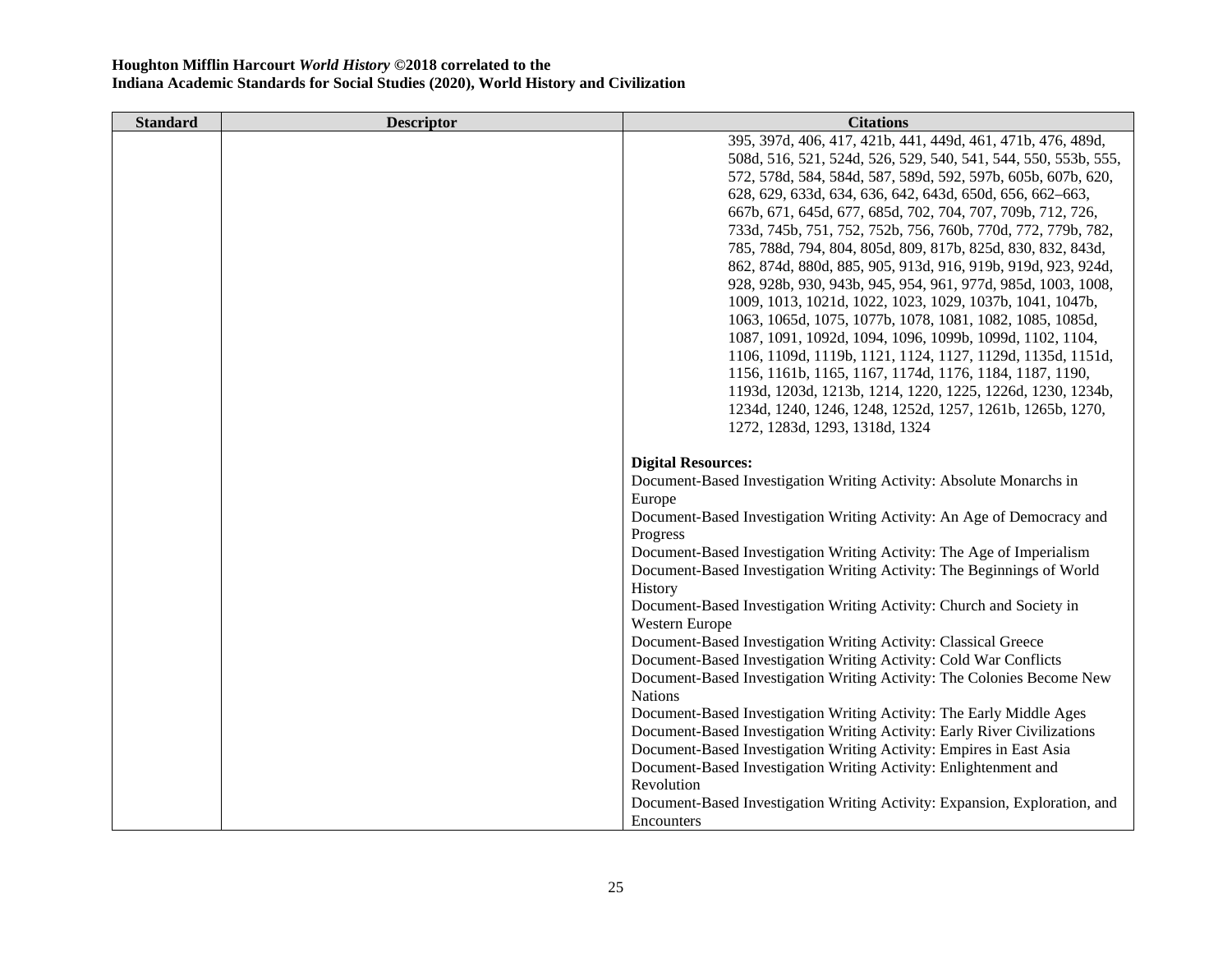**Houghton Mifflin Harcourt *World History* ©2018 correlated to the**
**Indiana Academic Standards for Social Studies (2020), World History and Civilization**

| Standard | Descriptor | Citations |
|---|---|---|
| | | 395, 397d, 406, 417, 421b, 441, 449d, 461, 471b, 476, 489d, 508d, 516, 521, 524d, 526, 529, 540, 541, 544, 550, 553b, 555, 572, 578d, 584, 584d, 587, 589d, 592, 597b, 605b, 607b, 620, 628, 629, 633d, 634, 636, 642, 643d, 650d, 656, 662–663, 667b, 671, 645d, 677, 685d, 702, 704, 707, 709b, 712, 726, 733d, 745b, 751, 752, 752b, 756, 760b, 770d, 772, 779b, 782, 785, 788d, 794, 804, 805d, 809, 817b, 825d, 830, 832, 843d, 862, 874d, 880d, 885, 905, 913d, 916, 919b, 919d, 923, 924d, 928, 928b, 930, 943b, 945, 954, 961, 977d, 985d, 1003, 1008, 1009, 1013, 1021d, 1022, 1023, 1029, 1037b, 1041, 1047b, 1063, 1065d, 1075, 1077b, 1078, 1081, 1082, 1085, 1085d, 1087, 1091, 1092d, 1094, 1096, 1099b, 1099d, 1102, 1104, 1106, 1109d, 1119b, 1121, 1124, 1127, 1129d, 1135d, 1151d, 1156, 1161b, 1165, 1167, 1174d, 1176, 1184, 1187, 1190, 1193d, 1203d, 1213b, 1214, 1220, 1225, 1226d, 1230, 1234b, 1234d, 1240, 1246, 1248, 1252d, 1257, 1261b, 1265b, 1270, 1272, 1283d, 1293, 1318d, 1324<br><br>**Digital Resources:**<br>Document-Based Investigation Writing Activity: Absolute Monarchs in Europe<br>Document-Based Investigation Writing Activity: An Age of Democracy and Progress<br>Document-Based Investigation Writing Activity: The Age of Imperialism<br>Document-Based Investigation Writing Activity: The Beginnings of World History<br>Document-Based Investigation Writing Activity: Church and Society in Western Europe<br>Document-Based Investigation Writing Activity: Classical Greece<br>Document-Based Investigation Writing Activity: Cold War Conflicts<br>Document-Based Investigation Writing Activity: The Colonies Become New Nations<br>Document-Based Investigation Writing Activity: The Early Middle Ages<br>Document-Based Investigation Writing Activity: Early River Civilizations<br>Document-Based Investigation Writing Activity: Empires in East Asia<br>Document-Based Investigation Writing Activity: Enlightenment and Revolution<br>Document-Based Investigation Writing Activity: Expansion, Exploration, and Encounters |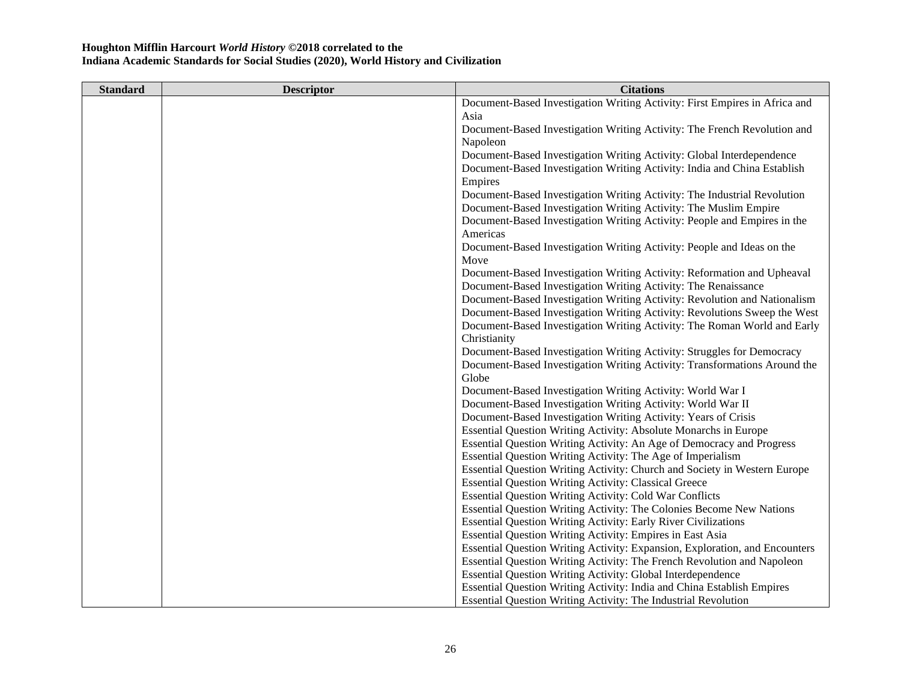**Houghton Mifflin Harcourt *World History* ©2018 correlated to the**
**Indiana Academic Standards for Social Studies (2020), World History and Civilization**

| Standard | Descriptor | Citations |
|---|---|---|
| | | Document-Based Investigation Writing Activity: First Empires in Africa and Asia<br>Document-Based Investigation Writing Activity: The French Revolution and Napoleon<br>Document-Based Investigation Writing Activity: Global Interdependence<br>Document-Based Investigation Writing Activity: India and China Establish Empires<br>Document-Based Investigation Writing Activity: The Industrial Revolution<br>Document-Based Investigation Writing Activity: The Muslim Empire<br>Document-Based Investigation Writing Activity: People and Empires in the Americas<br>Document-Based Investigation Writing Activity: People and Ideas on the Move<br>Document-Based Investigation Writing Activity: Reformation and Upheaval<br>Document-Based Investigation Writing Activity: The Renaissance<br>Document-Based Investigation Writing Activity: Revolution and Nationalism<br>Document-Based Investigation Writing Activity: Revolutions Sweep the West<br>Document-Based Investigation Writing Activity: The Roman World and Early Christianity<br>Document-Based Investigation Writing Activity: Struggles for Democracy<br>Document-Based Investigation Writing Activity: Transformations Around the Globe<br>Document-Based Investigation Writing Activity: World War I<br>Document-Based Investigation Writing Activity: World War II<br>Document-Based Investigation Writing Activity: Years of Crisis<br>Essential Question Writing Activity: Absolute Monarchs in Europe<br>Essential Question Writing Activity: An Age of Democracy and Progress<br>Essential Question Writing Activity: The Age of Imperialism<br>Essential Question Writing Activity: Church and Society in Western Europe<br>Essential Question Writing Activity: Classical Greece<br>Essential Question Writing Activity: Cold War Conflicts<br>Essential Question Writing Activity: The Colonies Become New Nations<br>Essential Question Writing Activity: Early River Civilizations<br>Essential Question Writing Activity: Empires in East Asia<br>Essential Question Writing Activity: Expansion, Exploration, and Encounters<br>Essential Question Writing Activity: The French Revolution and Napoleon<br>Essential Question Writing Activity: Global Interdependence<br>Essential Question Writing Activity: India and China Establish Empires<br>Essential Question Writing Activity: The Industrial Revolution |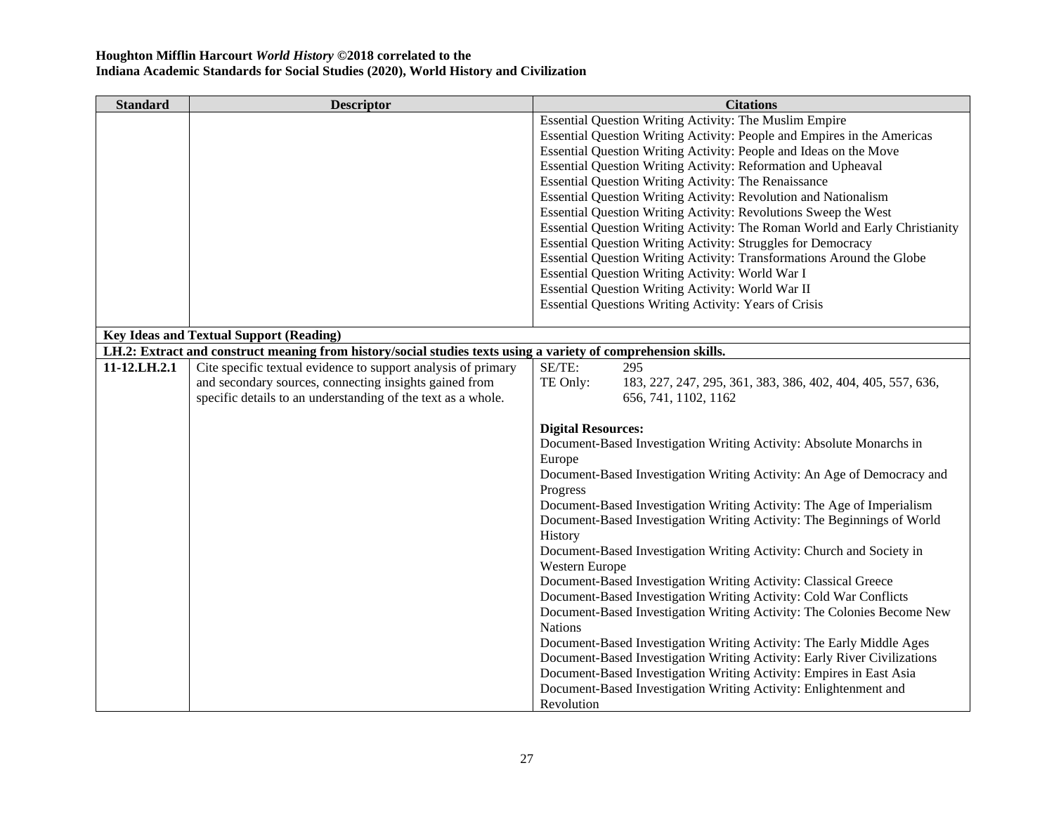**Houghton Mifflin Harcourt *World History* ©2018 correlated to the**
**Indiana Academic Standards for Social Studies (2020), World History and Civilization**

| Standard | Descriptor | Citations |
|---|---|---|
| | | Essential Question Writing Activity: The Muslim Empire<br>Essential Question Writing Activity: People and Empires in the Americas<br>Essential Question Writing Activity: People and Ideas on the Move<br>Essential Question Writing Activity: Reformation and Upheaval<br>Essential Question Writing Activity: The Renaissance<br>Essential Question Writing Activity: Revolution and Nationalism<br>Essential Question Writing Activity: Revolutions Sweep the West<br>Essential Question Writing Activity: The Roman World and Early Christianity<br>Essential Question Writing Activity: Struggles for Democracy<br>Essential Question Writing Activity: Transformations Around the Globe<br>Essential Question Writing Activity: World War I<br>Essential Question Writing Activity: World War II<br>Essential Questions Writing Activity: Years of Crisis |
| **Key Ideas and Textual Support (Reading)** | | |
| **LH.2: Extract and construct meaning from history/social studies texts using a variety of comprehension skills.** | | |
| **11-12.LH.2.1** | Cite specific textual evidence to support analysis of primary and secondary sources, connecting insights gained from specific details to an understanding of the text as a whole. | SE/TE: 295<br>TE Only: 183, 227, 247, 295, 361, 383, 386, 402, 404, 405, 557, 636, 656, 741, 1102, 1162<br><br>**Digital Resources:**<br>Document-Based Investigation Writing Activity: Absolute Monarchs in Europe<br>Document-Based Investigation Writing Activity: An Age of Democracy and Progress<br>Document-Based Investigation Writing Activity: The Age of Imperialism<br>Document-Based Investigation Writing Activity: The Beginnings of World History<br>Document-Based Investigation Writing Activity: Church and Society in Western Europe<br>Document-Based Investigation Writing Activity: Classical Greece<br>Document-Based Investigation Writing Activity: Cold War Conflicts<br>Document-Based Investigation Writing Activity: The Colonies Become New Nations<br>Document-Based Investigation Writing Activity: The Early Middle Ages<br>Document-Based Investigation Writing Activity: Early River Civilizations<br>Document-Based Investigation Writing Activity: Empires in East Asia<br>Document-Based Investigation Writing Activity: Enlightenment and Revolution |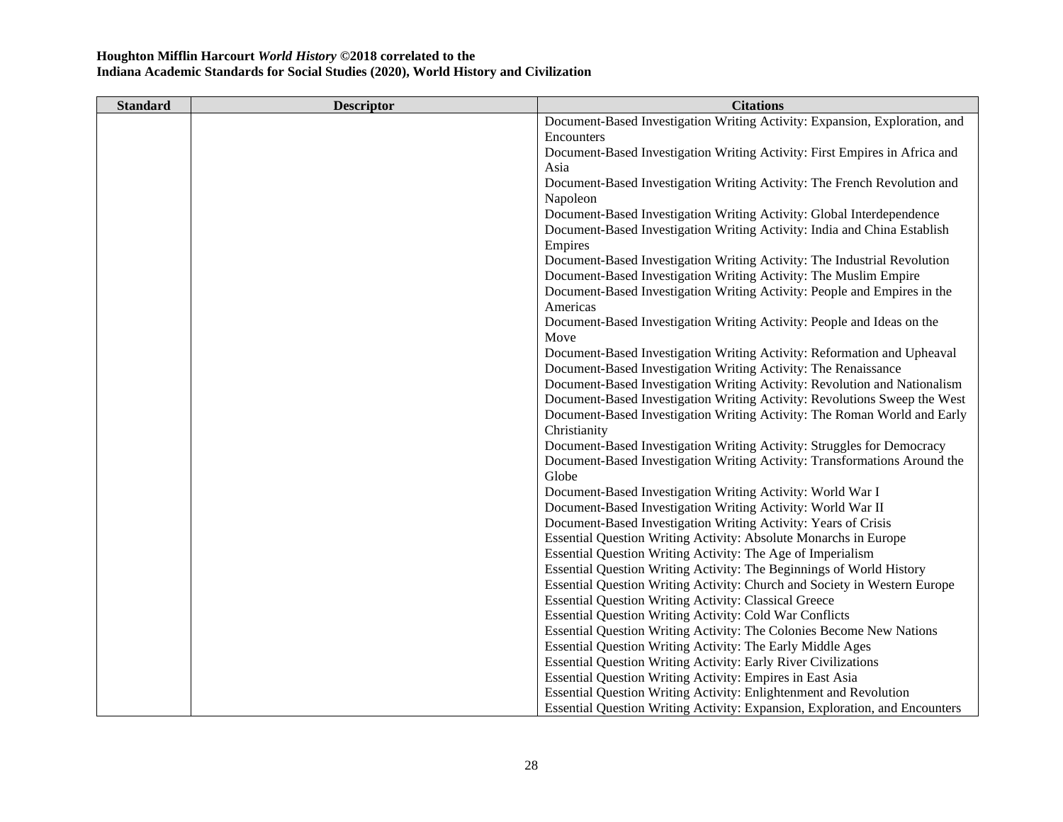**Houghton Mifflin Harcourt *World History* ©2018 correlated to the**
**Indiana Academic Standards for Social Studies (2020), World History and Civilization**

| Standard | Descriptor | Citations |
|---|---|---|
| | | Document-Based Investigation Writing Activity: Expansion, Exploration, and Encounters<br>Document-Based Investigation Writing Activity: First Empires in Africa and Asia<br>Document-Based Investigation Writing Activity: The French Revolution and Napoleon<br>Document-Based Investigation Writing Activity: Global Interdependence<br>Document-Based Investigation Writing Activity: India and China Establish Empires<br>Document-Based Investigation Writing Activity: The Industrial Revolution<br>Document-Based Investigation Writing Activity: The Muslim Empire<br>Document-Based Investigation Writing Activity: People and Empires in the Americas<br>Document-Based Investigation Writing Activity: People and Ideas on the Move<br>Document-Based Investigation Writing Activity: Reformation and Upheaval<br>Document-Based Investigation Writing Activity: The Renaissance<br>Document-Based Investigation Writing Activity: Revolution and Nationalism<br>Document-Based Investigation Writing Activity: Revolutions Sweep the West<br>Document-Based Investigation Writing Activity: The Roman World and Early Christianity<br>Document-Based Investigation Writing Activity: Struggles for Democracy<br>Document-Based Investigation Writing Activity: Transformations Around the Globe<br>Document-Based Investigation Writing Activity: World War I<br>Document-Based Investigation Writing Activity: World War II<br>Document-Based Investigation Writing Activity: Years of Crisis<br>Essential Question Writing Activity: Absolute Monarchs in Europe<br>Essential Question Writing Activity: The Age of Imperialism<br>Essential Question Writing Activity: The Beginnings of World History<br>Essential Question Writing Activity: Church and Society in Western Europe<br>Essential Question Writing Activity: Classical Greece<br>Essential Question Writing Activity: Cold War Conflicts<br>Essential Question Writing Activity: The Colonies Become New Nations<br>Essential Question Writing Activity: The Early Middle Ages<br>Essential Question Writing Activity: Early River Civilizations<br>Essential Question Writing Activity: Empires in East Asia<br>Essential Question Writing Activity: Enlightenment and Revolution<br>Essential Question Writing Activity: Expansion, Exploration, and Encounters |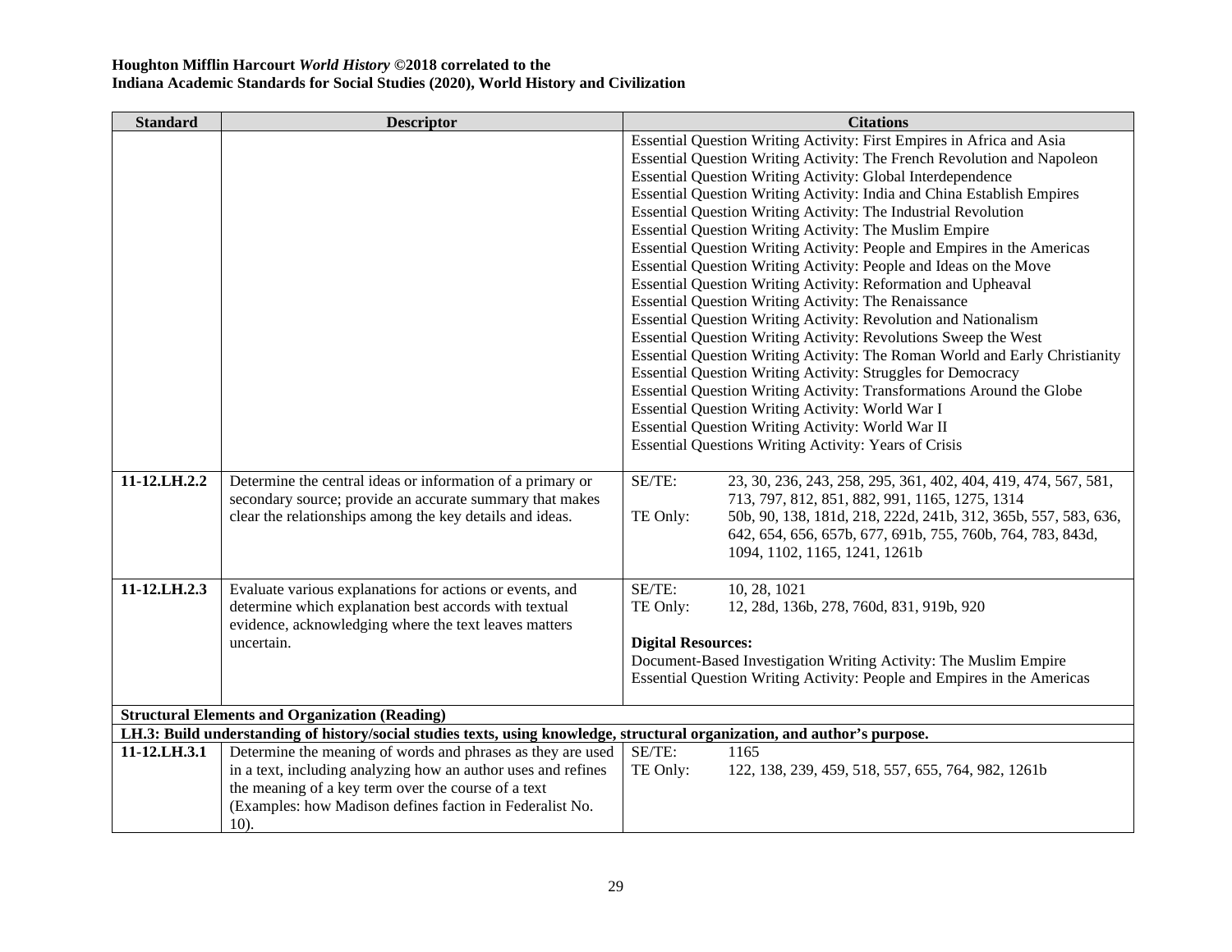**Houghton Mifflin Harcourt *World History* ©2018 correlated to the**
**Indiana Academic Standards for Social Studies (2020), World History and Civilization**

| Standard | Descriptor | Citations |
|---|---|---|
| | | Essential Question Writing Activity: First Empires in Africa and Asia<br>Essential Question Writing Activity: The French Revolution and Napoleon<br>Essential Question Writing Activity: Global Interdependence<br>Essential Question Writing Activity: India and China Establish Empires<br>Essential Question Writing Activity: The Industrial Revolution<br>Essential Question Writing Activity: The Muslim Empire<br>Essential Question Writing Activity: People and Empires in the Americas<br>Essential Question Writing Activity: People and Ideas on the Move<br>Essential Question Writing Activity: Reformation and Upheaval<br>Essential Question Writing Activity: The Renaissance<br>Essential Question Writing Activity: Revolution and Nationalism<br>Essential Question Writing Activity: Revolutions Sweep the West<br>Essential Question Writing Activity: The Roman World and Early Christianity<br>Essential Question Writing Activity: Struggles for Democracy<br>Essential Question Writing Activity: Transformations Around the Globe<br>Essential Question Writing Activity: World War I<br>Essential Question Writing Activity: World War II<br>Essential Questions Writing Activity: Years of Crisis |
| **11-12.LH.2.2** | Determine the central ideas or information of a primary or secondary source; provide an accurate summary that makes clear the relationships among the key details and ideas. | SE/TE: 23, 30, 236, 243, 258, 295, 361, 402, 404, 419, 474, 567, 581, 713, 797, 812, 851, 882, 991, 1165, 1275, 1314<br>TE Only: 50b, 90, 138, 181d, 218, 222d, 241b, 312, 365b, 557, 583, 636, 642, 654, 656, 657b, 677, 691b, 755, 760b, 764, 783, 843d, 1094, 1102, 1165, 1241, 1261b |
| **11-12.LH.2.3** | Evaluate various explanations for actions or events, and determine which explanation best accords with textual evidence, acknowledging where the text leaves matters uncertain. | SE/TE: 10, 28, 1021<br>TE Only: 12, 28d, 136b, 278, 760d, 831, 919b, 920<br><br>**Digital Resources:**<br>Document-Based Investigation Writing Activity: The Muslim Empire<br>Essential Question Writing Activity: People and Empires in the Americas |
| **Structural Elements and Organization (Reading)** | | |
| **LH.3: Build understanding of history/social studies texts, using knowledge, structural organization, and author's purpose.** | | |
| **11-12.LH.3.1** | Determine the meaning of words and phrases as they are used in a text, including analyzing how an author uses and refines the meaning of a key term over the course of a text (Examples: how Madison defines faction in Federalist No. 10). | SE/TE: 1165<br>TE Only: 122, 138, 239, 459, 518, 557, 655, 764, 982, 1261b |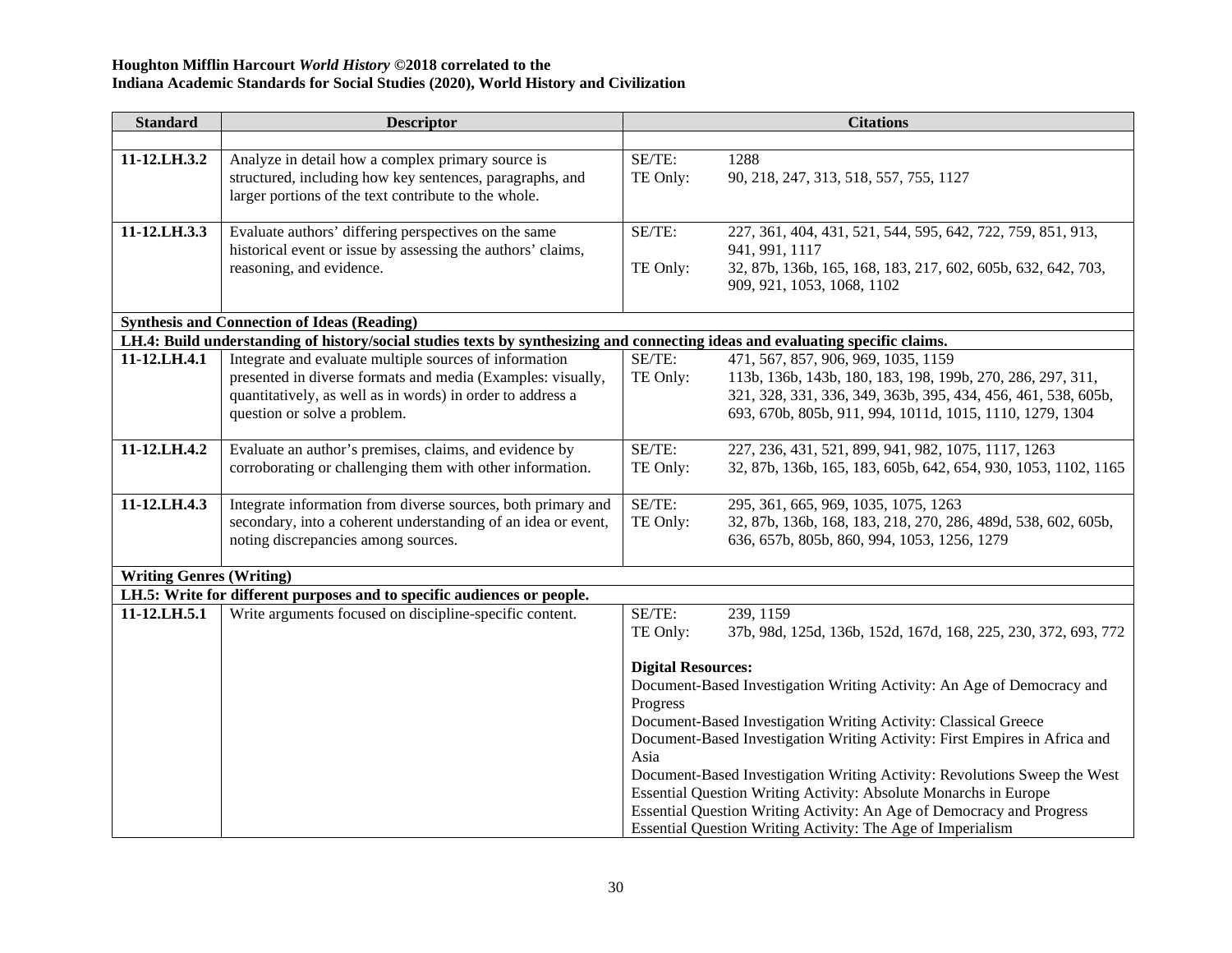**Houghton Mifflin Harcourt *World History* ©2018 correlated to the**
**Indiana Academic Standards for Social Studies (2020), World History and Civilization**

| Standard | Descriptor | Citations |
|---|---|---|
| | | |
| **11-12.LH.3.2** | Analyze in detail how a complex primary source is structured, including how key sentences, paragraphs, and larger portions of the text contribute to the whole. | SE/TE: 1288<br>TE Only: 90, 218, 247, 313, 518, 557, 755, 1127 |
| **11-12.LH.3.3** | Evaluate authors' differing perspectives on the same historical event or issue by assessing the authors' claims, reasoning, and evidence. | SE/TE: 227, 361, 404, 431, 521, 544, 595, 642, 722, 759, 851, 913, 941, 991, 1117<br>TE Only: 32, 87b, 136b, 165, 168, 183, 217, 602, 605b, 632, 642, 703, 909, 921, 1053, 1068, 1102 |
| **Synthesis and Connection of Ideas (Reading)** | | |
| **LH.4: Build understanding of history/social studies texts by synthesizing and connecting ideas and evaluating specific claims.** | | |
| **11-12.LH.4.1** | Integrate and evaluate multiple sources of information presented in diverse formats and media (Examples: visually, quantitatively, as well as in words) in order to address a question or solve a problem. | SE/TE: 471, 567, 857, 906, 969, 1035, 1159<br>TE Only: 113b, 136b, 143b, 180, 183, 198, 199b, 270, 286, 297, 311, 321, 328, 331, 336, 349, 363b, 395, 434, 456, 461, 538, 605b, 693, 670b, 805b, 911, 994, 1011d, 1015, 1110, 1279, 1304 |
| **11-12.LH.4.2** | Evaluate an author's premises, claims, and evidence by corroborating or challenging them with other information. | SE/TE: 227, 236, 431, 521, 899, 941, 982, 1075, 1117, 1263<br>TE Only: 32, 87b, 136b, 165, 183, 605b, 642, 654, 930, 1053, 1102, 1165 |
| **11-12.LH.4.3** | Integrate information from diverse sources, both primary and secondary, into a coherent understanding of an idea or event, noting discrepancies among sources. | SE/TE: 295, 361, 665, 969, 1035, 1075, 1263<br>TE Only: 32, 87b, 136b, 168, 183, 218, 270, 286, 489d, 538, 602, 605b, 636, 657b, 805b, 860, 994, 1053, 1256, 1279 |
| **Writing Genres (Writing)** | | |
| **LH.5: Write for different purposes and to specific audiences or people.** | | |
| **11-12.LH.5.1** | Write arguments focused on discipline-specific content. | SE/TE: 239, 1159<br>TE Only: 37b, 98d, 125d, 136b, 152d, 167d, 168, 225, 230, 372, 693, 772<br><br>**Digital Resources:**<br>Document-Based Investigation Writing Activity: An Age of Democracy and Progress<br>Document-Based Investigation Writing Activity: Classical Greece<br>Document-Based Investigation Writing Activity: First Empires in Africa and Asia<br>Document-Based Investigation Writing Activity: Revolutions Sweep the West<br>Essential Question Writing Activity: Absolute Monarchs in Europe<br>Essential Question Writing Activity: An Age of Democracy and Progress<br>Essential Question Writing Activity: The Age of Imperialism |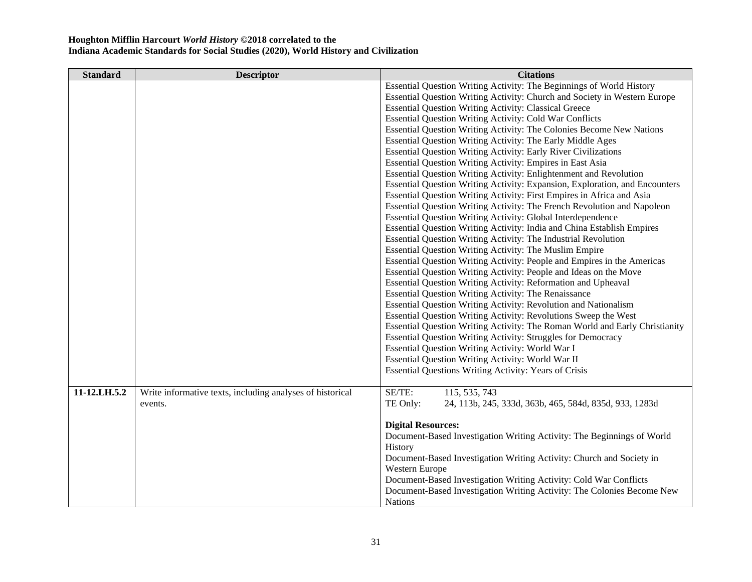**Houghton Mifflin Harcourt *World History* ©2018 correlated to the**
**Indiana Academic Standards for Social Studies (2020), World History and Civilization**

| Standard | Descriptor | Citations |
|---|---|---|
| | | Essential Question Writing Activity: The Beginnings of World History<br>Essential Question Writing Activity: Church and Society in Western Europe<br>Essential Question Writing Activity: Classical Greece<br>Essential Question Writing Activity: Cold War Conflicts<br>Essential Question Writing Activity: The Colonies Become New Nations<br>Essential Question Writing Activity: The Early Middle Ages<br>Essential Question Writing Activity: Early River Civilizations<br>Essential Question Writing Activity: Empires in East Asia<br>Essential Question Writing Activity: Enlightenment and Revolution<br>Essential Question Writing Activity: Expansion, Exploration, and Encounters<br>Essential Question Writing Activity: First Empires in Africa and Asia<br>Essential Question Writing Activity: The French Revolution and Napoleon<br>Essential Question Writing Activity: Global Interdependence<br>Essential Question Writing Activity: India and China Establish Empires<br>Essential Question Writing Activity: The Industrial Revolution<br>Essential Question Writing Activity: The Muslim Empire<br>Essential Question Writing Activity: People and Empires in the Americas<br>Essential Question Writing Activity: People and Ideas on the Move<br>Essential Question Writing Activity: Reformation and Upheaval<br>Essential Question Writing Activity: The Renaissance<br>Essential Question Writing Activity: Revolution and Nationalism<br>Essential Question Writing Activity: Revolutions Sweep the West<br>Essential Question Writing Activity: The Roman World and Early Christianity<br>Essential Question Writing Activity: Struggles for Democracy<br>Essential Question Writing Activity: World War I<br>Essential Question Writing Activity: World War II<br>Essential Questions Writing Activity: Years of Crisis |
| **11-12.LH.5.2** | Write informative texts, including analyses of historical events. | SE/TE: 115, 535, 743<br>TE Only: 24, 113b, 245, 333d, 363b, 465, 584d, 835d, 933, 1283d<br><br>**Digital Resources:**<br>Document-Based Investigation Writing Activity: The Beginnings of World History<br>Document-Based Investigation Writing Activity: Church and Society in Western Europe<br>Document-Based Investigation Writing Activity: Cold War Conflicts<br>Document-Based Investigation Writing Activity: The Colonies Become New Nations |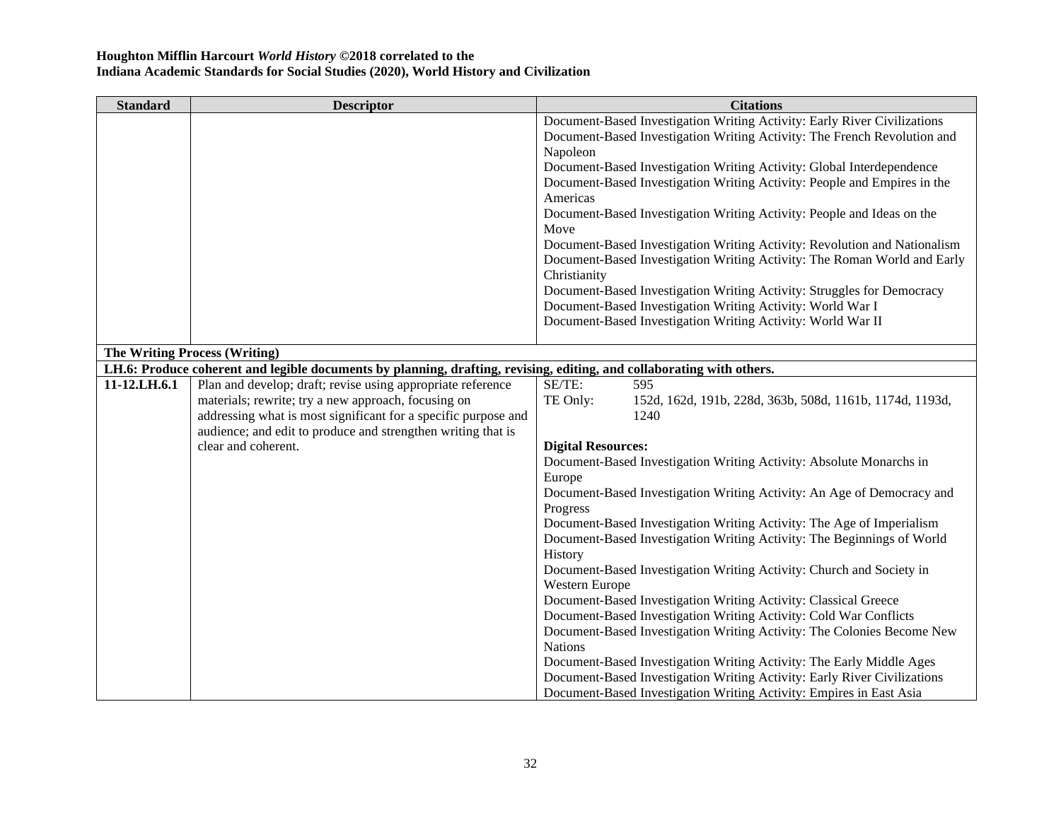**Houghton Mifflin Harcourt *World History* ©2018 correlated to the**
**Indiana Academic Standards for Social Studies (2020), World History and Civilization**

| Standard | Descriptor | Citations |
|---|---|---|
| | | Document-Based Investigation Writing Activity: Early River Civilizations<br>Document-Based Investigation Writing Activity: The French Revolution and Napoleon<br>Document-Based Investigation Writing Activity: Global Interdependence<br>Document-Based Investigation Writing Activity: People and Empires in the Americas<br>Document-Based Investigation Writing Activity: People and Ideas on the Move<br>Document-Based Investigation Writing Activity: Revolution and Nationalism<br>Document-Based Investigation Writing Activity: The Roman World and Early Christianity<br>Document-Based Investigation Writing Activity: Struggles for Democracy<br>Document-Based Investigation Writing Activity: World War I<br>Document-Based Investigation Writing Activity: World War II |
| **The Writing Process (Writing)** | | |
| **LH.6: Produce coherent and legible documents by planning, drafting, revising, editing, and collaborating with others.** | | |
| **11-12.LH.6.1** | Plan and develop; draft; revise using appropriate reference materials; rewrite; try a new approach, focusing on addressing what is most significant for a specific purpose and audience; and edit to produce and strengthen writing that is clear and coherent. | SE/TE: 595<br>TE Only: 152d, 162d, 191b, 228d, 363b, 508d, 1161b, 1174d, 1193d, 1240<br><br>**Digital Resources:**<br>Document-Based Investigation Writing Activity: Absolute Monarchs in Europe<br>Document-Based Investigation Writing Activity: An Age of Democracy and Progress<br>Document-Based Investigation Writing Activity: The Age of Imperialism<br>Document-Based Investigation Writing Activity: The Beginnings of World History<br>Document-Based Investigation Writing Activity: Church and Society in Western Europe<br>Document-Based Investigation Writing Activity: Classical Greece<br>Document-Based Investigation Writing Activity: Cold War Conflicts<br>Document-Based Investigation Writing Activity: The Colonies Become New Nations<br>Document-Based Investigation Writing Activity: The Early Middle Ages<br>Document-Based Investigation Writing Activity: Early River Civilizations<br>Document-Based Investigation Writing Activity: Empires in East Asia |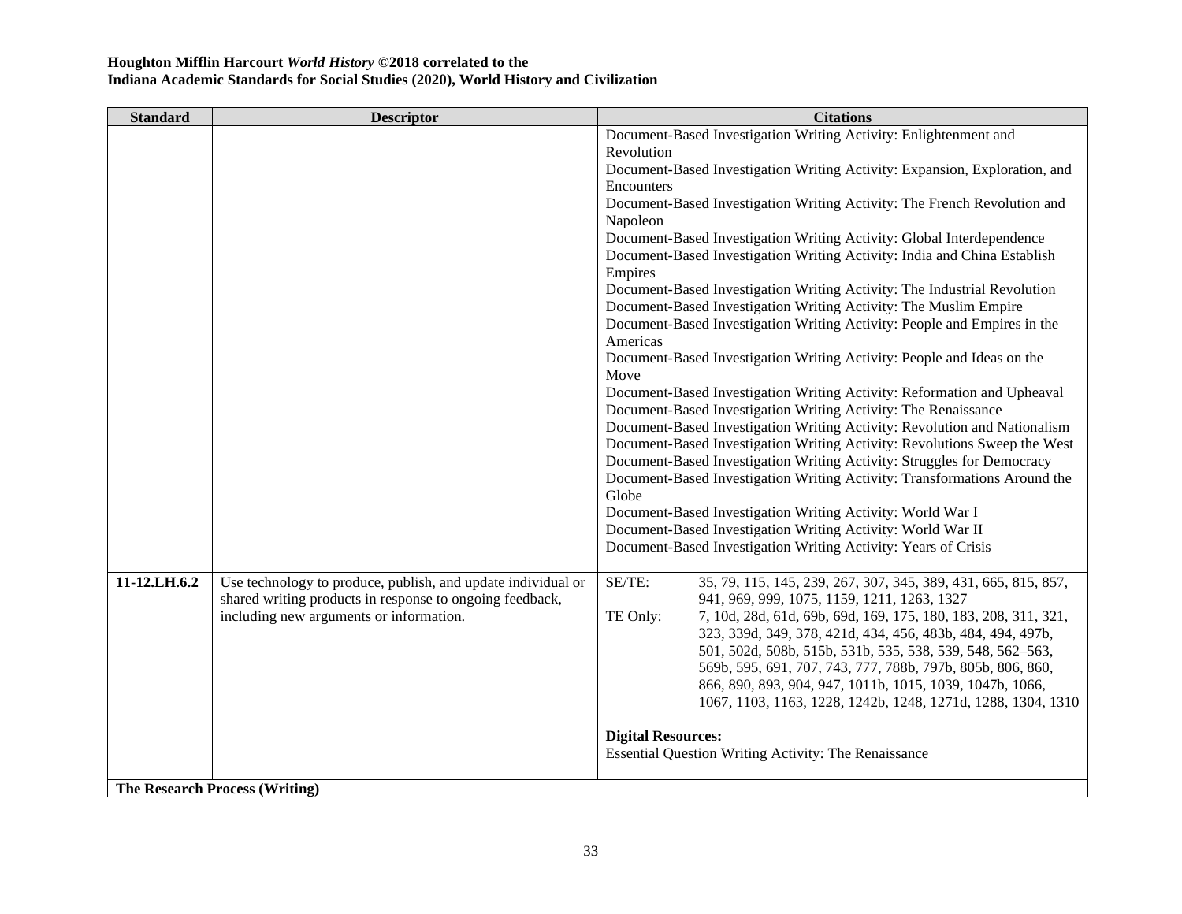**Houghton Mifflin Harcourt *World History* ©2018 correlated to the**
**Indiana Academic Standards for Social Studies (2020), World History and Civilization**

| Standard | Descriptor | Citations |
|---|---|---|
| | | Document-Based Investigation Writing Activity: Enlightenment and Revolution<br>Document-Based Investigation Writing Activity: Expansion, Exploration, and Encounters<br>Document-Based Investigation Writing Activity: The French Revolution and Napoleon<br>Document-Based Investigation Writing Activity: Global Interdependence<br>Document-Based Investigation Writing Activity: India and China Establish Empires<br>Document-Based Investigation Writing Activity: The Industrial Revolution<br>Document-Based Investigation Writing Activity: The Muslim Empire<br>Document-Based Investigation Writing Activity: People and Empires in the Americas<br>Document-Based Investigation Writing Activity: People and Ideas on the Move<br>Document-Based Investigation Writing Activity: Reformation and Upheaval<br>Document-Based Investigation Writing Activity: The Renaissance<br>Document-Based Investigation Writing Activity: Revolution and Nationalism<br>Document-Based Investigation Writing Activity: Revolutions Sweep the West<br>Document-Based Investigation Writing Activity: Struggles for Democracy<br>Document-Based Investigation Writing Activity: Transformations Around the Globe<br>Document-Based Investigation Writing Activity: World War I<br>Document-Based Investigation Writing Activity: World War II<br>Document-Based Investigation Writing Activity: Years of Crisis |
| 11-12.LH.6.2 | Use technology to produce, publish, and update individual or shared writing products in response to ongoing feedback, including new arguments or information. | SE/TE: 35, 79, 115, 145, 239, 267, 307, 345, 389, 431, 665, 815, 857, 941, 969, 999, 1075, 1159, 1211, 1263, 1327<br>TE Only: 7, 10d, 28d, 61d, 69b, 69d, 169, 175, 180, 183, 208, 311, 321, 323, 339d, 349, 378, 421d, 434, 456, 483b, 484, 494, 497b, 501, 502d, 508b, 515b, 531b, 535, 538, 539, 548, 562–563, 569b, 595, 691, 707, 743, 777, 788b, 797b, 805b, 806, 860, 866, 890, 893, 904, 947, 1011b, 1015, 1039, 1047b, 1066, 1067, 1103, 1163, 1228, 1242b, 1248, 1271d, 1288, 1304, 1310<br><br>**Digital Resources:**<br>Essential Question Writing Activity: The Renaissance |
| **The Research Process (Writing)** | | |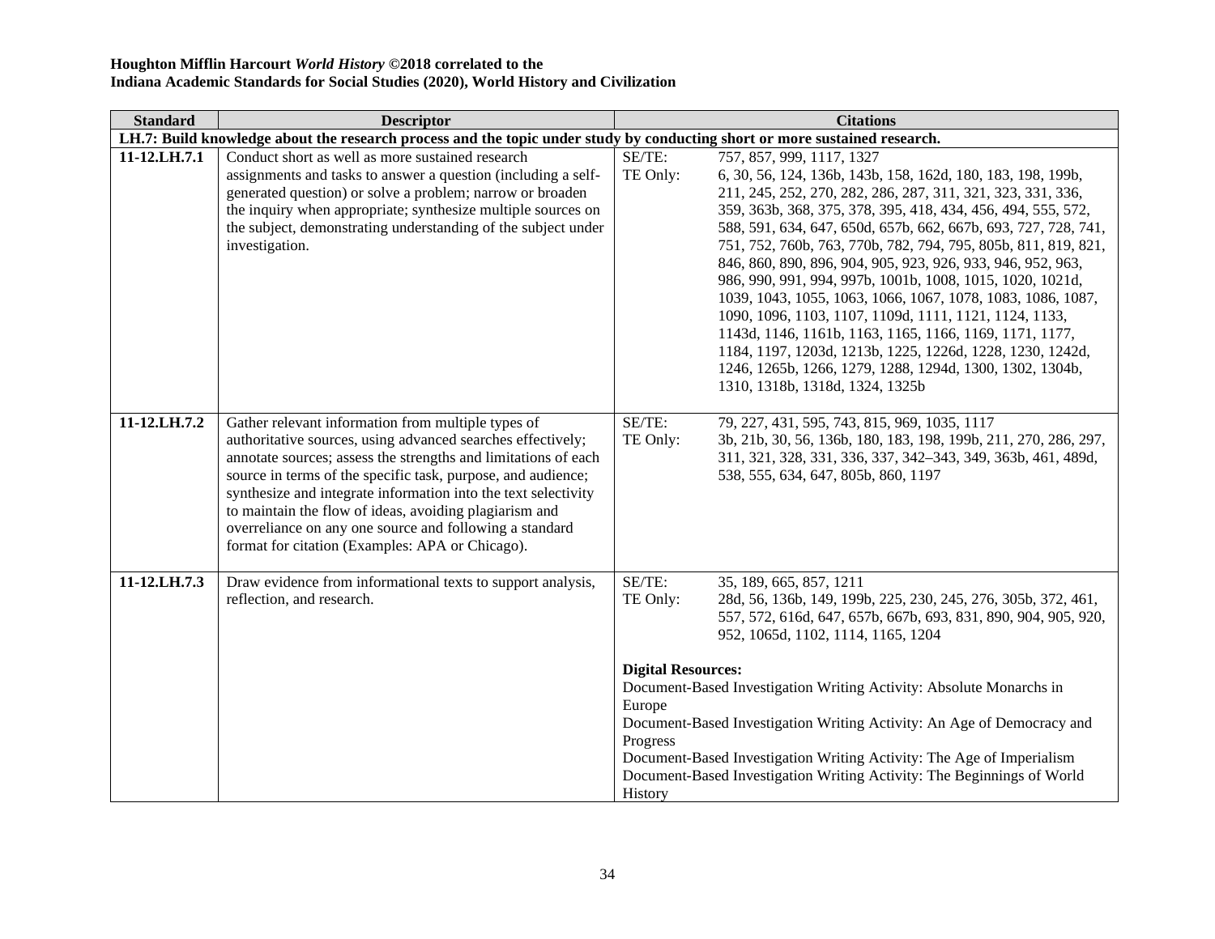**Houghton Mifflin Harcourt *World History* ©2018 correlated to the**
**Indiana Academic Standards for Social Studies (2020), World History and Civilization**

| Standard | Descriptor | Citations |
|---|---|---|
| **LH.7: Build knowledge about the research process and the topic under study by conducting short or more sustained research.** | | |
| **11-12.LH.7.1** | Conduct short as well as more sustained research assignments and tasks to answer a question (including a self-generated question) or solve a problem; narrow or broaden the inquiry when appropriate; synthesize multiple sources on the subject, demonstrating understanding of the subject under investigation. | SE/TE: 757, 857, 999, 1117, 1327<br>TE Only: 6, 30, 56, 124, 136b, 143b, 158, 162d, 180, 183, 198, 199b, 211, 245, 252, 270, 282, 286, 287, 311, 321, 323, 331, 336, 359, 363b, 368, 375, 378, 395, 418, 434, 456, 494, 555, 572, 588, 591, 634, 647, 650d, 657b, 662, 667b, 693, 727, 728, 741, 751, 752, 760b, 763, 770b, 782, 794, 795, 805b, 811, 819, 821, 846, 860, 890, 896, 904, 905, 923, 926, 933, 946, 952, 963, 986, 990, 991, 994, 997b, 1001b, 1008, 1015, 1020, 1021d, 1039, 1043, 1055, 1063, 1066, 1067, 1078, 1083, 1086, 1087, 1090, 1096, 1103, 1107, 1109d, 1111, 1121, 1124, 1133, 1143d, 1146, 1161b, 1163, 1165, 1166, 1169, 1171, 1177, 1184, 1197, 1203d, 1213b, 1225, 1226d, 1228, 1230, 1242d, 1246, 1265b, 1266, 1279, 1288, 1294d, 1300, 1302, 1304b, 1310, 1318b, 1318d, 1324, 1325b |
| **11-12.LH.7.2** | Gather relevant information from multiple types of authoritative sources, using advanced searches effectively; annotate sources; assess the strengths and limitations of each source in terms of the specific task, purpose, and audience; synthesize and integrate information into the text selectivity to maintain the flow of ideas, avoiding plagiarism and overreliance on any one source and following a standard format for citation (Examples: APA or Chicago). | SE/TE: 79, 227, 431, 595, 743, 815, 969, 1035, 1117<br>TE Only: 3b, 21b, 30, 56, 136b, 180, 183, 198, 199b, 211, 270, 286, 297, 311, 321, 328, 331, 336, 337, 342–343, 349, 363b, 461, 489d, 538, 555, 634, 647, 805b, 860, 1197 |
| **11-12.LH.7.3** | Draw evidence from informational texts to support analysis, reflection, and research. | SE/TE: 35, 189, 665, 857, 1211<br>TE Only: 28d, 56, 136b, 149, 199b, 225, 230, 245, 276, 305b, 372, 461, 557, 572, 616d, 647, 657b, 667b, 693, 831, 890, 904, 905, 920, 952, 1065d, 1102, 1114, 1165, 1204<br><br>**Digital Resources:**<br>Document-Based Investigation Writing Activity: Absolute Monarchs in Europe<br>Document-Based Investigation Writing Activity: An Age of Democracy and Progress<br>Document-Based Investigation Writing Activity: The Age of Imperialism<br>Document-Based Investigation Writing Activity: The Beginnings of World History |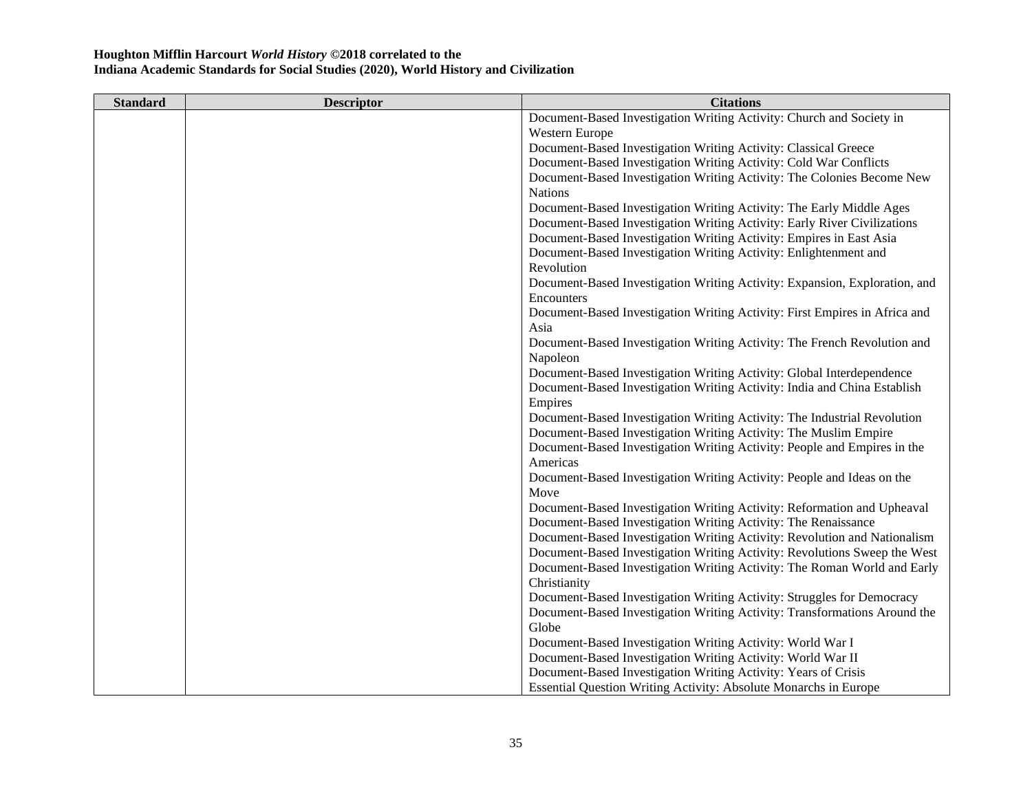**Houghton Mifflin Harcourt *World History* ©2018 correlated to the**
**Indiana Academic Standards for Social Studies (2020), World History and Civilization**

| Standard | Descriptor | Citations |
|---|---|---|
| | | Document-Based Investigation Writing Activity: Church and Society in Western Europe<br>Document-Based Investigation Writing Activity: Classical Greece<br>Document-Based Investigation Writing Activity: Cold War Conflicts<br>Document-Based Investigation Writing Activity: The Colonies Become New Nations<br>Document-Based Investigation Writing Activity: The Early Middle Ages<br>Document-Based Investigation Writing Activity: Early River Civilizations<br>Document-Based Investigation Writing Activity: Empires in East Asia<br>Document-Based Investigation Writing Activity: Enlightenment and Revolution<br>Document-Based Investigation Writing Activity: Expansion, Exploration, and Encounters<br>Document-Based Investigation Writing Activity: First Empires in Africa and Asia<br>Document-Based Investigation Writing Activity: The French Revolution and Napoleon<br>Document-Based Investigation Writing Activity: Global Interdependence<br>Document-Based Investigation Writing Activity: India and China Establish Empires<br>Document-Based Investigation Writing Activity: The Industrial Revolution<br>Document-Based Investigation Writing Activity: The Muslim Empire<br>Document-Based Investigation Writing Activity: People and Empires in the Americas<br>Document-Based Investigation Writing Activity: People and Ideas on the Move<br>Document-Based Investigation Writing Activity: Reformation and Upheaval<br>Document-Based Investigation Writing Activity: The Renaissance<br>Document-Based Investigation Writing Activity: Revolution and Nationalism<br>Document-Based Investigation Writing Activity: Revolutions Sweep the West<br>Document-Based Investigation Writing Activity: The Roman World and Early Christianity<br>Document-Based Investigation Writing Activity: Struggles for Democracy<br>Document-Based Investigation Writing Activity: Transformations Around the Globe<br>Document-Based Investigation Writing Activity: World War I<br>Document-Based Investigation Writing Activity: World War II<br>Document-Based Investigation Writing Activity: Years of Crisis<br>Essential Question Writing Activity: Absolute Monarchs in Europe |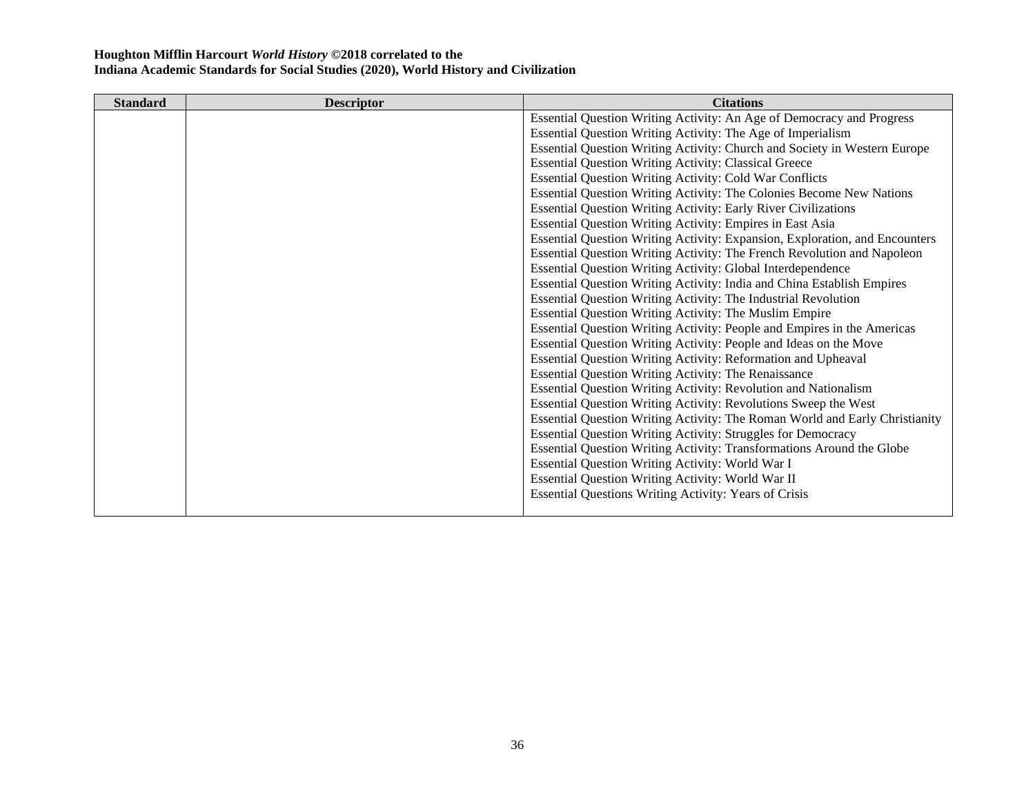**Houghton Mifflin Harcourt *World History* ©2018 correlated to the**
**Indiana Academic Standards for Social Studies (2020), World History and Civilization**

| Standard | Descriptor | Citations |
|---|---|---|
| | | Essential Question Writing Activity: An Age of Democracy and Progress<br>Essential Question Writing Activity: The Age of Imperialism<br>Essential Question Writing Activity: Church and Society in Western Europe<br>Essential Question Writing Activity: Classical Greece<br>Essential Question Writing Activity: Cold War Conflicts<br>Essential Question Writing Activity: The Colonies Become New Nations<br>Essential Question Writing Activity: Early River Civilizations<br>Essential Question Writing Activity: Empires in East Asia<br>Essential Question Writing Activity: Expansion, Exploration, and Encounters<br>Essential Question Writing Activity: The French Revolution and Napoleon<br>Essential Question Writing Activity: Global Interdependence<br>Essential Question Writing Activity: India and China Establish Empires<br>Essential Question Writing Activity: The Industrial Revolution<br>Essential Question Writing Activity: The Muslim Empire<br>Essential Question Writing Activity: People and Empires in the Americas<br>Essential Question Writing Activity: People and Ideas on the Move<br>Essential Question Writing Activity: Reformation and Upheaval<br>Essential Question Writing Activity: The Renaissance<br>Essential Question Writing Activity: Revolution and Nationalism<br>Essential Question Writing Activity: Revolutions Sweep the West<br>Essential Question Writing Activity: The Roman World and Early Christianity<br>Essential Question Writing Activity: Struggles for Democracy<br>Essential Question Writing Activity: Transformations Around the Globe<br>Essential Question Writing Activity: World War I<br>Essential Question Writing Activity: World War II<br>Essential Questions Writing Activity: Years of Crisis |